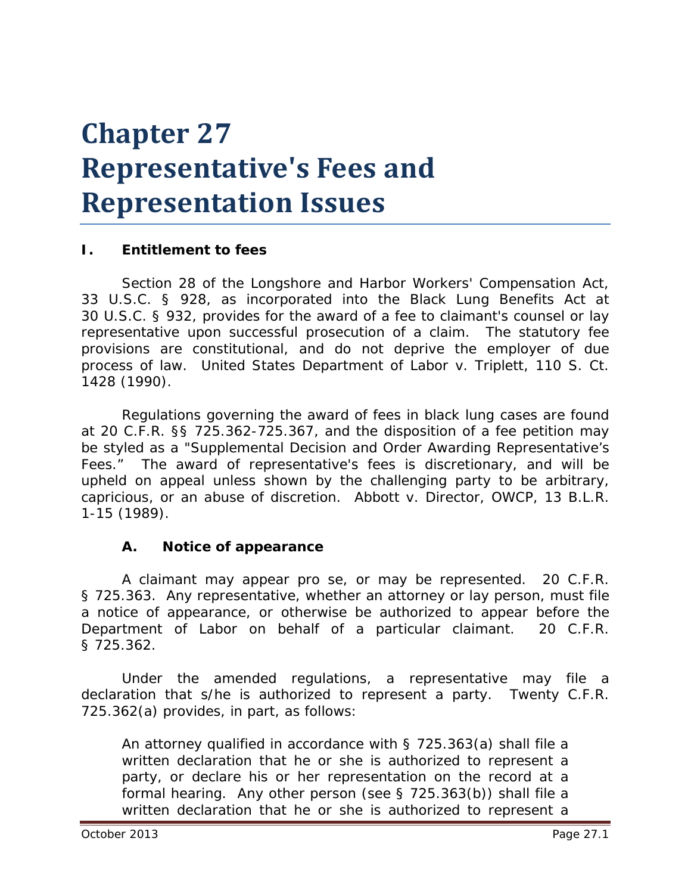# Chapter 27 Representative's Fees and Representation Issues

## I. Entitlement to fees

Section 28 of the Longshore and Harbor Workers' Compensation Act, 33 U.S.C. § 928, as incorporated into the Black Lung Benefits Act at 30 U.S.C. § 932, provides for the award of a fee to claimant's counsel or lay representative upon successful prosecution of a claim. The statutory fee provisions are constitutional, and do not deprive the employer of due process of law. United States Department of Labor v. Triplett, 110 S. Ct. 1428 (1990).

Regulations governing the award of fees in black lung cases are found at 20 C.F.R. §§ 725.362-725.367, and the disposition of a fee petition may be styled as a "Supplemental Decision and Order Awarding Representative's Fees." The award of representative's fees is discretionary, and will be upheld on appeal unless shown by the challenging party to be arbitrary, capricious, or an abuse of discretion. Abbott v. Director, OWCP, 13 B.L.R. 1-15 (1989).

### A. Notice of appearance

A claimant may appear pro se, or may be represented. 20 C.F.R. § 725.363. Any representative, whether an attorney or lay person, must file a notice of appearance, or otherwise be authorized to appear before the Department of Labor on behalf of a particular claimant. 20 C.F.R. § 725.362.

Under the amended regulations, a representative may file a declaration that s/he is authorized to represent a party. Twenty C.F.R. 725.362(a) provides, in part, as follows:

> An attorney qualified in accordance with § 725.363(a) shall file a written declaration that he or she is authorized to represent a party, or declare his or her representation on the record at a formal hearing. Any other person (see § 725.363(b)) shall file a written declaration that he or she is authorized to represent a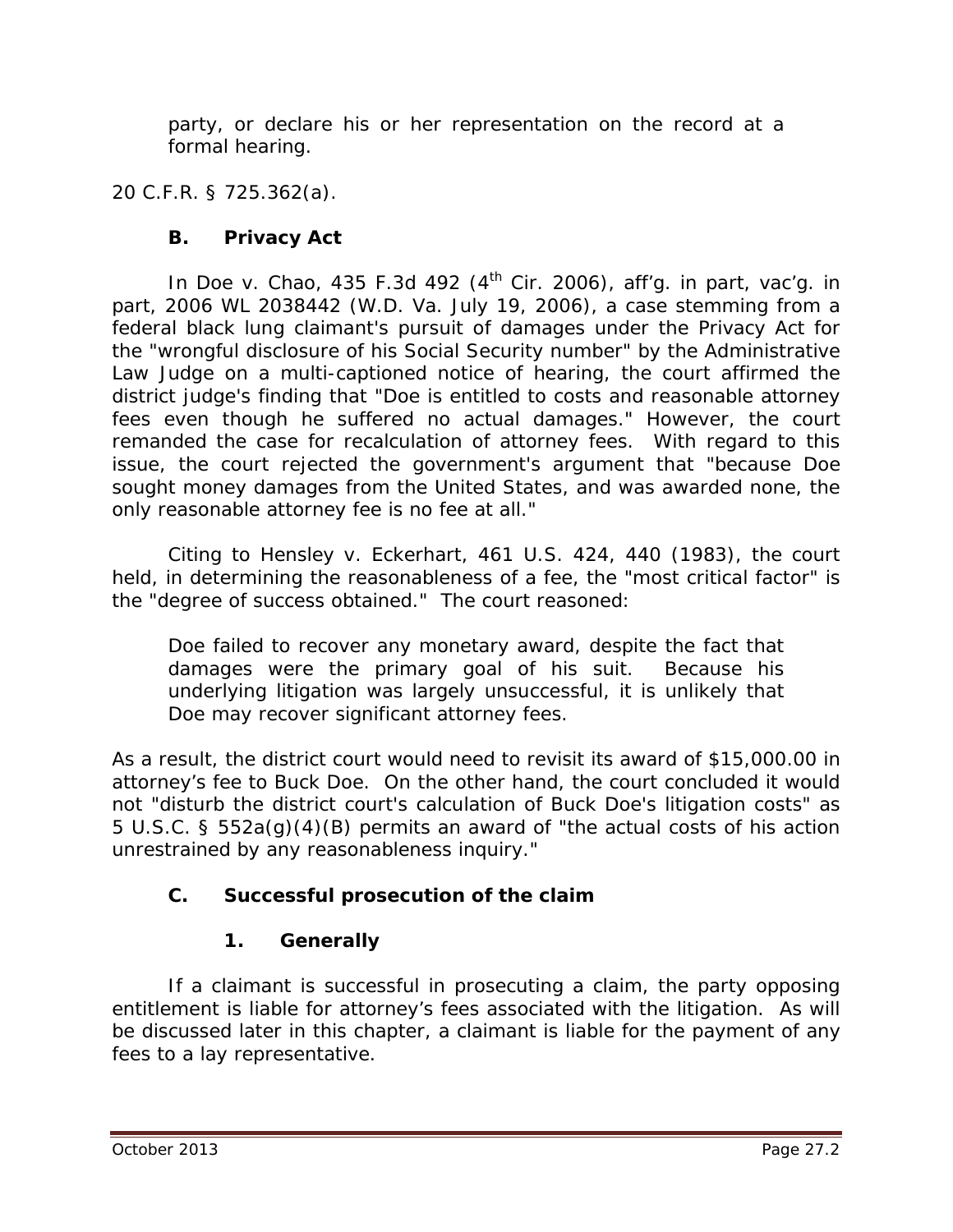party, or declare his or her representation on the record at a formal hearing.

20 C.F.R. § 725.362(a).

### B. Privacy Act

In Doe v. Chao, 435 F.3d 492 (4th Cir. 2006), aff'g. in part, vac'g. in part, 2006 WL 2038442 (W.D. Va. July 19, 2006), a case stemming from a federal black lung claimant's pursuit of damages under the Privacy Act for the "wrongful disclosure of his Social Security number" by the Administrative Law Judge on a multi-captioned notice of hearing, the court affirmed the district judge's finding that "Doe is entitled to costs and reasonable attorney fees even though he suffered no actual damages." However, the court remanded the case for recalculation of attorney fees. With regard to this issue, the court rejected the government's argument that "because Doe sought money damages from the United States, and was awarded none, the only reasonable attorney fee is no fee at all."

Citing to Hensley v. Eckerhart, 461 U.S. 424, 440 (1983), the court held, in determining the reasonableness of a fee, the "most critical factor" is the "degree of success obtained." The court reasoned:

> Doe failed to recover any monetary award, despite the fact that damages were the primary goal of his suit. Because his underlying litigation was largely unsuccessful, it is unlikely that Doe may recover significant attorney fees.

As a result, the district court would need to revisit its award of $15,000.00 in attorney's fee to Buck Doe. On the other hand, the court concluded it would not "disturb the district court's calculation of Buck Doe's litigation costs" as 5 U.S.C. § 552a(g)(4)(B) permits an award of "the actual costs of his action unrestrained by any reasonableness inquiry."

### C. Successful prosecution of the claim

#### 1. Generally

If a claimant is successful in prosecuting a claim, the party opposing entitlement is liable for attorney's fees associated with the litigation. As will be discussed later in this chapter, a claimant is liable for the payment of any fees to a lay representative.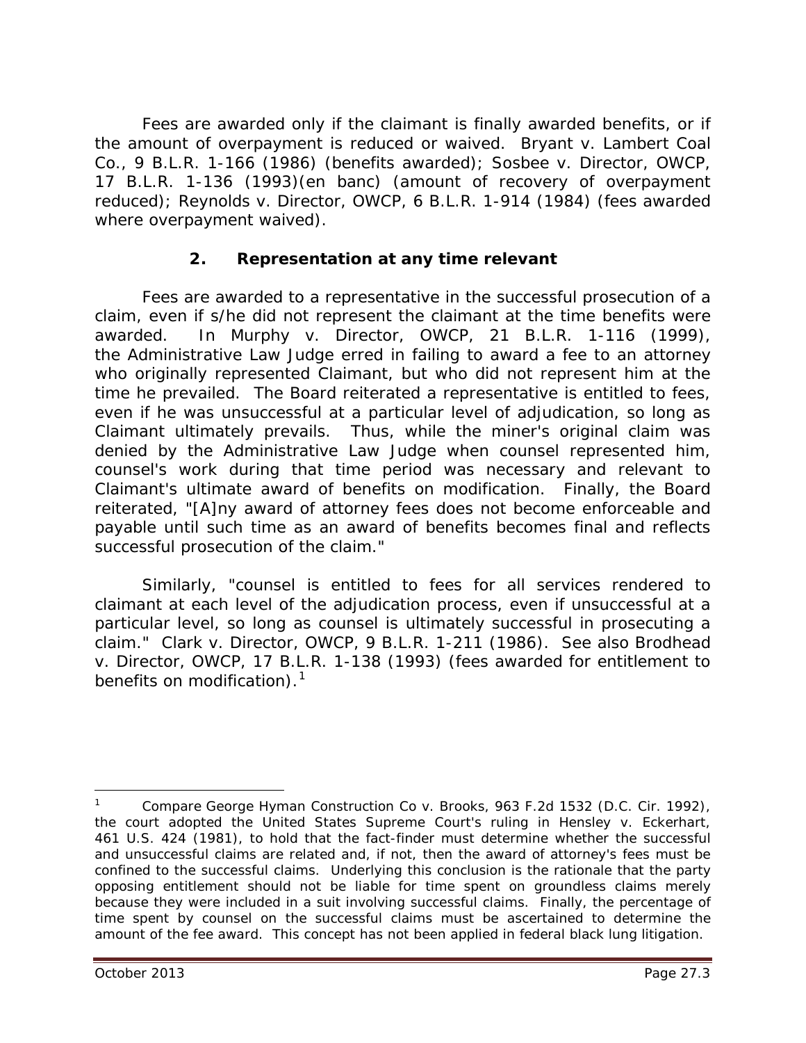Fees are awarded only if the claimant is finally awarded benefits, or if the amount of overpayment is reduced or waived. *Bryant v. Lambert Coal Co.*, 9 B.L.R. 1-166 (1986) (benefits awarded); *Sosbee v. Director, OWCP*, 17 B.L.R. 1-136 (1993)(en banc) (amount of recovery of overpayment reduced); *Reynolds v. Director, OWCP*, 6 B.L.R. 1-914 (1984) (fees awarded where overpayment waived).

### 2. Representation at any time relevant

Fees are awarded to a representative in the successful prosecution of a claim, even if s/he did not represent the claimant at the time benefits were awarded. In *Murphy v. Director, OWCP*, 21 B.L.R. 1-116 (1999), the Administrative Law Judge erred in failing to award a fee to an attorney who originally represented Claimant, but who did not represent him at the time he prevailed. The Board reiterated a representative is entitled to fees, even if he was unsuccessful at a particular level of adjudication, so long as Claimant ultimately prevails. Thus, while the miner's original claim was denied by the Administrative Law Judge when counsel represented him, counsel's work during that time period was necessary and relevant to Claimant's ultimate award of benefits on modification. Finally, the Board reiterated, "[A]ny award of attorney fees does not become enforceable and payable until such time as an award of benefits becomes final and reflects successful prosecution of the claim."

Similarly, "counsel is entitled to fees for all services rendered to claimant at each level of the adjudication process, even if unsuccessful at a particular level, so long as counsel is ultimately successful in prosecuting a claim." *Clark v. Director, OWCP*, 9 B.L.R. 1-211 (1986). *See also Brodhead v. Director, OWCP*, 17 B.L.R. 1-138 (1993) (fees awarded for entitlement to benefits on modification).[1]

---

[1] Compare *George Hyman Construction Co v. Brooks*, 963 F.2d 1532 (D.C. Cir. 1992), the court adopted the United States Supreme Court's ruling in *Hensley v. Eckerhart*, 461 U.S. 424 (1981), to hold that the fact-finder must determine whether the successful and unsuccessful claims are related and, if not, then the award of attorney's fees must be confined to the successful claims. Underlying this conclusion is the rationale that the party opposing entitlement should not be liable for time spent on groundless claims merely because they were included in a suit involving successful claims. Finally, the percentage of time spent by counsel on the successful claims must be ascertained to determine the amount of the fee award. This concept has not been applied in federal black lung litigation.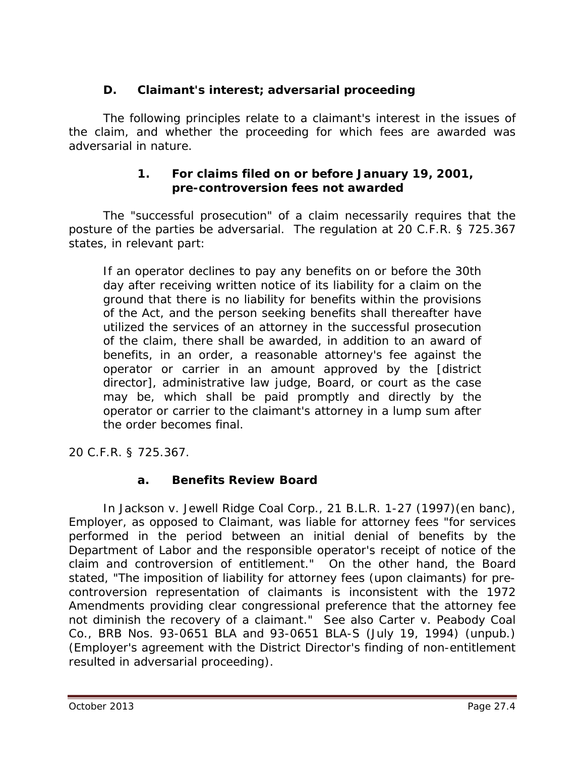### D. Claimant's interest; adversarial proceeding

The following principles relate to a claimant's interest in the issues of the claim, and whether the proceeding for which fees are awarded was adversarial in nature.

#### 1. For claims filed on or before January 19, 2001, pre-controversion fees not awarded

The "successful prosecution" of a claim necessarily requires that the posture of the parties be adversarial. The regulation at 20 C.F.R. § 725.367 states, in relevant part:

> If an operator declines to pay any benefits on or before the 30th day after receiving written notice of its liability for a claim on the ground that there is no liability for benefits within the provisions of the Act, and the person seeking benefits shall thereafter have utilized the services of an attorney in the successful prosecution of the claim, there shall be awarded, in addition to an award of benefits, in an order, a reasonable attorney's fee against the operator or carrier in an amount approved by the [district director], administrative law judge, Board, or court as the case may be, which shall be paid promptly and directly by the operator or carrier to the claimant's attorney in a lump sum after the order becomes final.

20 C.F.R. § 725.367.

##### a. Benefits Review Board

In *Jackson v. Jewell Ridge Coal Corp.*, 21 B.L.R. 1-27 (1997)(en banc), Employer, as opposed to Claimant, was liable for attorney fees "for services performed in the period between an initial denial of benefits by the Department of Labor and the responsible operator's receipt of notice of the claim and controversion of entitlement." On the other hand, the Board stated, "The imposition of liability for attorney fees (upon claimants) for pre-controversion representation of claimants is inconsistent with the 1972 Amendments providing clear congressional preference that the attorney fee not diminish the recovery of a claimant." *See also Carter v. Peabody Coal Co.*, BRB Nos. 93-0651 BLA and 93-0651 BLA-S (July 19, 1994) (unpub.) (Employer's agreement with the District Director's finding of non-entitlement resulted in adversarial proceeding).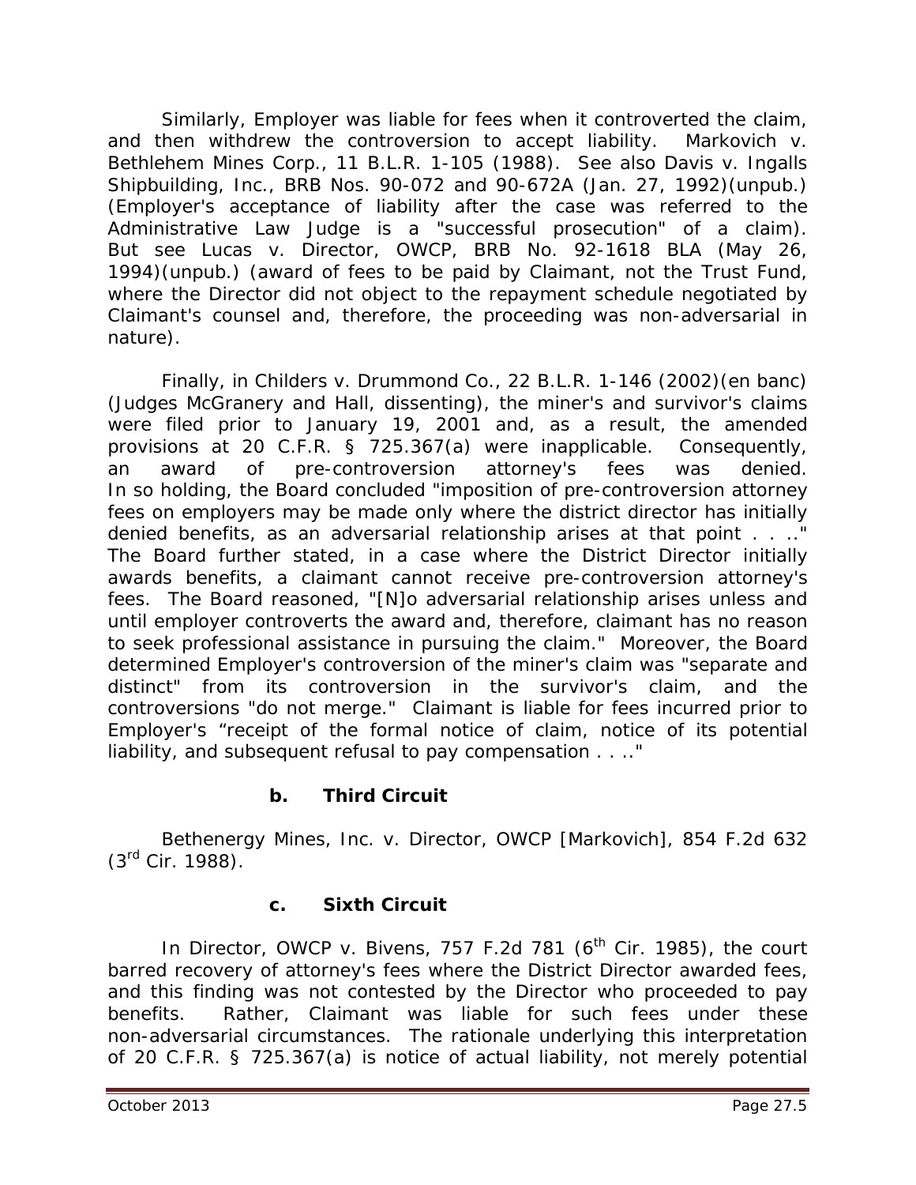Similarly, Employer was liable for fees when it controverted the claim, and then withdrew the controversion to accept liability. *Markovich v. Bethlehem Mines Corp.*, 11 B.L.R. 1-105 (1988). *See also Davis v. Ingalls Shipbuilding, Inc.*, BRB Nos. 90-072 and 90-672A (Jan. 27, 1992)(unpub.) (Employer's acceptance of liability after the case was referred to the Administrative Law Judge is a "successful prosecution" of a claim). *But see Lucas v. Director, OWCP*, BRB No. 92-1618 BLA (May 26, 1994)(unpub.) (award of fees to be paid by Claimant, not the Trust Fund, where the Director did not object to the repayment schedule negotiated by Claimant's counsel and, therefore, the proceeding was non-adversarial in nature).

Finally, in *Childers v. Drummond Co.*, 22 B.L.R. 1-146 (2002)(en banc) (Judges McGranery and Hall, dissenting), the miner's and survivor's claims were filed prior to January 19, 2001 and, as a result, the amended provisions at 20 C.F.R. § 725.367(a) were inapplicable. Consequently, an award of pre-controversion attorney's fees was denied. In so holding, the Board concluded "imposition of pre-controversion attorney fees on employers may be made only where the district director has initially denied benefits, as an adversarial relationship arises at that point . . .." The Board further stated, in a case where the District Director initially awards benefits, a claimant cannot receive pre-controversion attorney's fees. The Board reasoned, "[N]o adversarial relationship arises unless and until employer controverts the award and, therefore, claimant has no reason to seek professional assistance in pursuing the claim." Moreover, the Board determined Employer's controversion of the miner's claim was "separate and distinct" from its controversion in the survivor's claim, and the controversions "do not merge." Claimant is liable for fees incurred prior to Employer's "receipt of the formal notice of claim, notice of its potential liability, and subsequent refusal to pay compensation . . .."

### b. Third Circuit

*Bethenergy Mines, Inc. v. Director, OWCP [Markovich]*, 854 F.2d 632 (3rd Cir. 1988).

### c. Sixth Circuit

In *Director, OWCP v. Bivens*, 757 F.2d 781 (6th Cir. 1985), the court barred recovery of attorney's fees where the District Director awarded fees, and this finding was not contested by the Director who proceeded to pay benefits. Rather, Claimant was liable for such fees under these non-adversarial circumstances. The rationale underlying this interpretation of 20 C.F.R. § 725.367(a) is notice of actual liability, not merely potential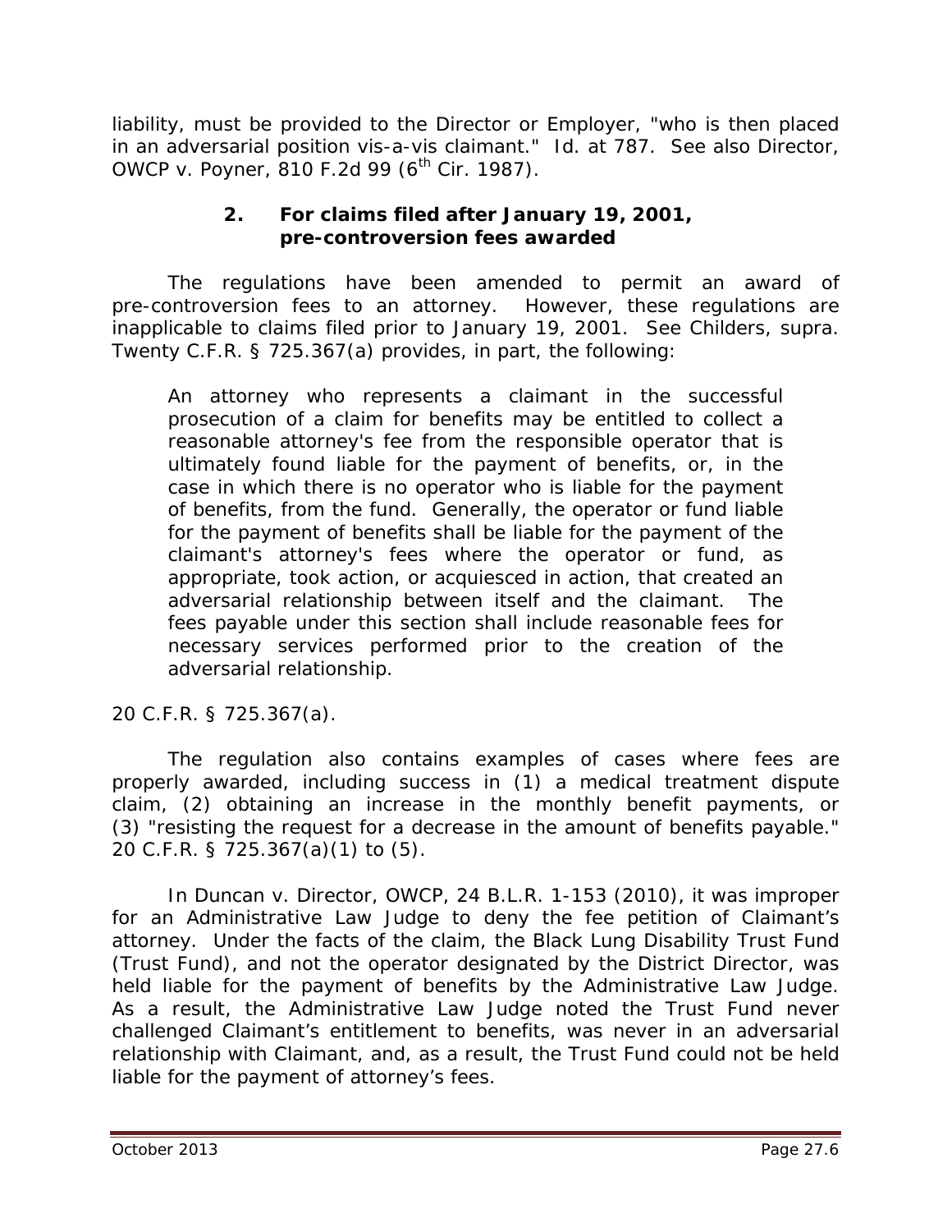liability, must be provided to the Director or Employer, "who is then placed in an adversarial position vis-a-vis claimant." *Id.* at 787. *See also Director, OWCP v. Poyner*, 810 F.2d 99 (6th Cir. 1987).

### 2. For claims filed after January 19, 2001, pre-controversion fees awarded

The regulations have been amended to permit an award of pre-controversion fees to an attorney. However, these regulations are inapplicable to claims filed prior to January 19, 2001. *See Childers, supra.* Twenty C.F.R. § 725.367(a) provides, in part, the following:

> An attorney who represents a claimant in the successful prosecution of a claim for benefits may be entitled to collect a reasonable attorney's fee from the responsible operator that is ultimately found liable for the payment of benefits, or, in the case in which there is no operator who is liable for the payment of benefits, from the fund. Generally, the operator or fund liable for the payment of benefits shall be liable for the payment of the claimant's attorney's fees where the operator or fund, as appropriate, took action, or acquiesced in action, that created an adversarial relationship between itself and the claimant. The fees payable under this section shall include reasonable fees for necessary services performed prior to the creation of the adversarial relationship.

20 C.F.R. § 725.367(a).

The regulation also contains examples of cases where fees are properly awarded, including success in (1) a medical treatment dispute claim, (2) obtaining an increase in the monthly benefit payments, or (3) "resisting the request for a decrease in the amount of benefits payable." 20 C.F.R. § 725.367(a)(1) to (5).

In *Duncan v. Director, OWCP*, 24 B.L.R. 1-153 (2010), it was improper for an Administrative Law Judge to deny the fee petition of Claimant's attorney. Under the facts of the claim, the Black Lung Disability Trust Fund (Trust Fund), and not the operator designated by the District Director, was held liable for the payment of benefits by the Administrative Law Judge. As a result, the Administrative Law Judge noted the Trust Fund never challenged Claimant's entitlement to benefits, was never in an adversarial relationship with Claimant, and, as a result, the Trust Fund could not be held liable for the payment of attorney's fees.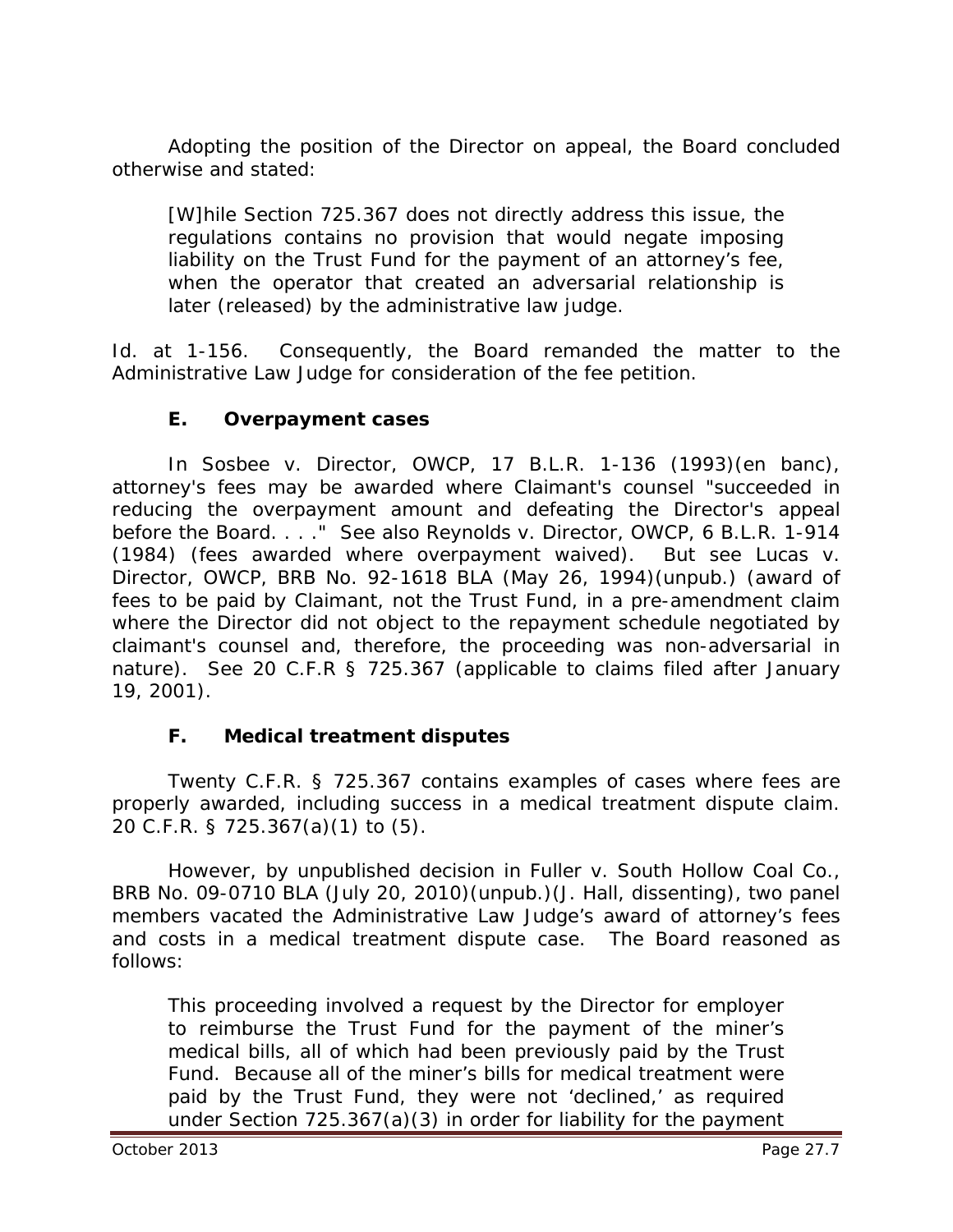Adopting the position of the Director on appeal, the Board concluded otherwise and stated:

> [W]hile Section 725.367 does not directly address this issue, the regulations contains no provision that would negate imposing liability on the Trust Fund for the payment of an attorney's fee, when the operator that created an adversarial relationship is later (released) by the administrative law judge.

*Id.* at 1-156. Consequently, the Board remanded the matter to the Administrative Law Judge for consideration of the fee petition.

### E. Overpayment cases

In *Sosbee v. Director, OWCP*, 17 B.L.R. 1-136 (1993)(en banc), attorney's fees may be awarded where Claimant's counsel "succeeded in reducing the overpayment amount and defeating the Director's appeal before the Board. . . ." *See also Reynolds v. Director, OWCP*, 6 B.L.R. 1-914 (1984) (fees awarded where overpayment waived). *But see Lucas v. Director, OWCP*, BRB No. 92-1618 BLA (May 26, 1994)(unpub.) (award of fees to be paid by Claimant, not the Trust Fund, in a pre-amendment claim where the Director did not object to the repayment schedule negotiated by claimant's counsel and, therefore, the proceeding was non-adversarial in nature). *See* 20 C.F.R § 725.367 (applicable to claims filed after January 19, 2001).

### F. Medical treatment disputes

Twenty C.F.R. § 725.367 contains examples of cases where fees are properly awarded, including success in a medical treatment dispute claim. 20 C.F.R. § 725.367(a)(1) to (5).

However, by unpublished decision in *Fuller v. South Hollow Coal Co.*, BRB No. 09-0710 BLA (July 20, 2010)(unpub.)(J. Hall, dissenting), two panel members vacated the Administrative Law Judge's award of attorney's fees and costs in a medical treatment dispute case. The Board reasoned as follows:

> This proceeding involved a request by the Director for employer to reimburse the Trust Fund for the payment of the miner's medical bills, all of which had been previously paid by the Trust Fund. Because all of the miner's bills for medical treatment were paid by the Trust Fund, they were not 'declined,' as required under Section 725.367(a)(3) in order for liability for the payment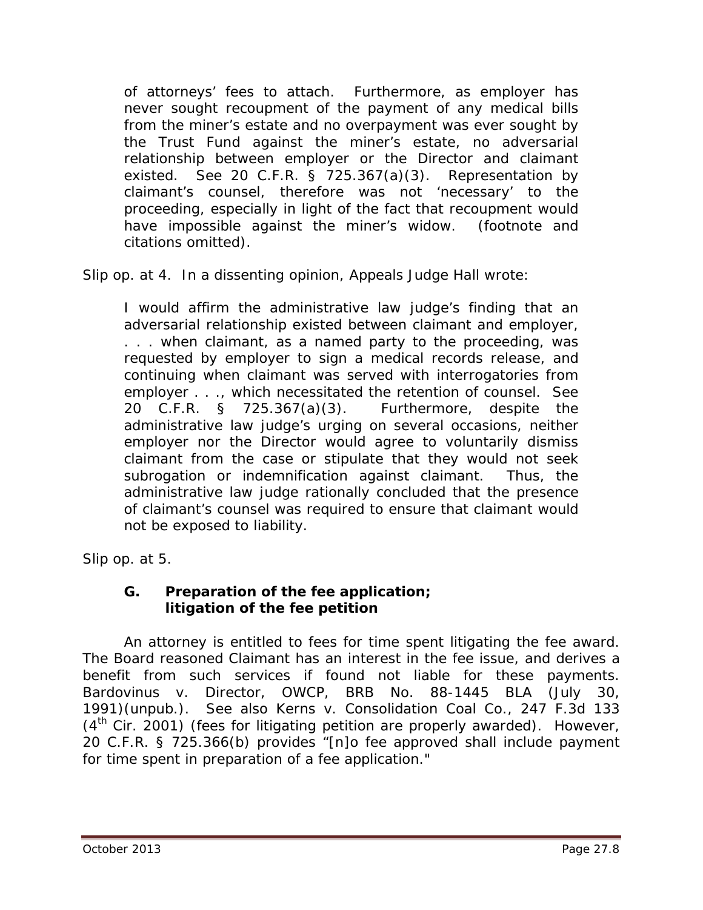of attorneys' fees to attach. Furthermore, as employer has never sought recoupment of the payment of any medical bills from the miner's estate and no overpayment was ever sought by the Trust Fund against the miner's estate, no adversarial relationship between employer or the Director and claimant existed. See 20 C.F.R. § 725.367(a)(3). Representation by claimant's counsel, therefore was not 'necessary' to the proceeding, especially in light of the fact that recoupment would have impossible against the miner's widow. (footnote and citations omitted).

Slip op. at 4. In a dissenting opinion, Appeals Judge Hall wrote:

> I would affirm the administrative law judge's finding that an adversarial relationship existed between claimant and employer, . . . when claimant, as a named party to the proceeding, was requested by employer to sign a medical records release, and continuing when claimant was served with interrogatories from employer . . ., which necessitated the retention of counsel. See 20 C.F.R. § 725.367(a)(3). Furthermore, despite the administrative law judge's urging on several occasions, neither employer nor the Director would agree to voluntarily dismiss claimant from the case or stipulate that they would not seek subrogation or indemnification against claimant. Thus, the administrative law judge rationally concluded that the presence of claimant's counsel was required to ensure that claimant would not be exposed to liability.

Slip op. at 5.

### G. Preparation of the fee application; litigation of the fee petition

An attorney is entitled to fees for time spent litigating the fee award. The Board reasoned Claimant has an interest in the fee issue, and derives a benefit from such services if found not liable for these payments. *Bardovinus v. Director, OWCP*, BRB No. 88-1445 BLA (July 30, 1991)(unpub.). *See also Kerns v. Consolidation Coal Co.*, 247 F.3d 133 (4th Cir. 2001) (fees for litigating petition are properly awarded). However, 20 C.F.R. § 725.366(b) provides "[n]o fee approved shall include payment for time spent in preparation of a fee application."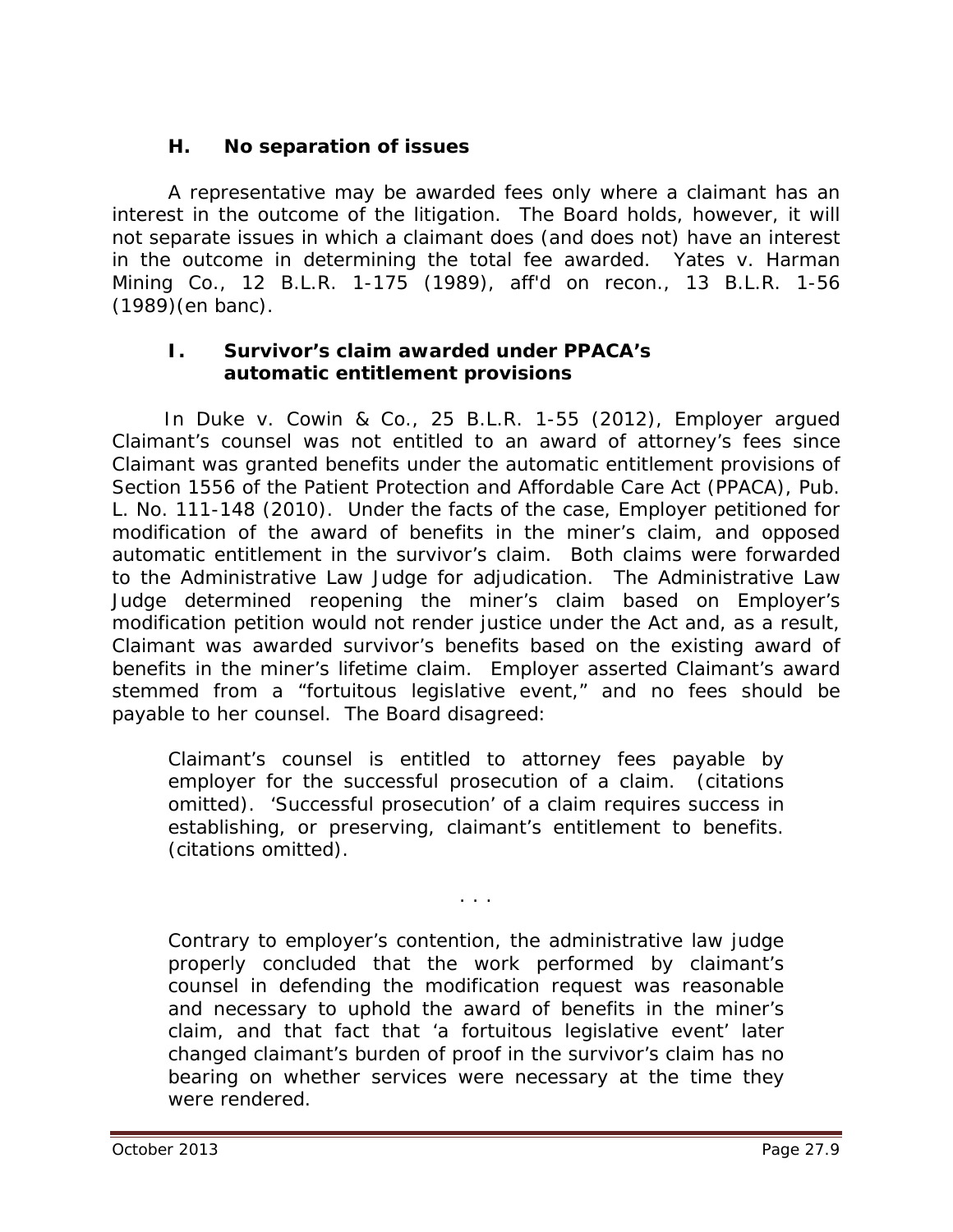### H. No separation of issues

A representative may be awarded fees only where a claimant has an interest in the outcome of the litigation. The Board holds, however, it will not separate issues in which a claimant does (and does not) have an interest in the outcome in determining the total fee awarded. *Yates v. Harman Mining Co.*, 12 B.L.R. 1-175 (1989), *aff'd on recon.*, 13 B.L.R. 1-56 (1989)(en banc).

### I. Survivor's claim awarded under PPACA's automatic entitlement provisions

In *Duke v. Cowin & Co.*, 25 B.L.R. 1-55 (2012), Employer argued Claimant's counsel was not entitled to an award of attorney's fees since Claimant was granted benefits under the automatic entitlement provisions of Section 1556 of the Patient Protection and Affordable Care Act (PPACA), Pub. L. No. 111-148 (2010). Under the facts of the case, Employer petitioned for modification of the award of benefits in the miner's claim, and opposed automatic entitlement in the survivor's claim. Both claims were forwarded to the Administrative Law Judge for adjudication. The Administrative Law Judge determined reopening the miner's claim based on Employer's modification petition would not render justice under the Act and, as a result, Claimant was awarded survivor's benefits based on the existing award of benefits in the miner's lifetime claim. Employer asserted Claimant's award stemmed from a "fortuitous legislative event," and no fees should be payable to her counsel. The Board disagreed:

> Claimant's counsel is entitled to attorney fees payable by employer for the successful prosecution of a claim. (citations omitted). 'Successful prosecution' of a claim requires success in establishing, or preserving, claimant's entitlement to benefits. (citations omitted).
>
> . . .
>
> Contrary to employer's contention, the administrative law judge properly concluded that the work performed by claimant's counsel in defending the modification request was reasonable and necessary to uphold the award of benefits in the miner's claim, and that fact that 'a fortuitous legislative event' later changed claimant's burden of proof in the survivor's claim has no bearing on whether services were necessary at the time they were rendered.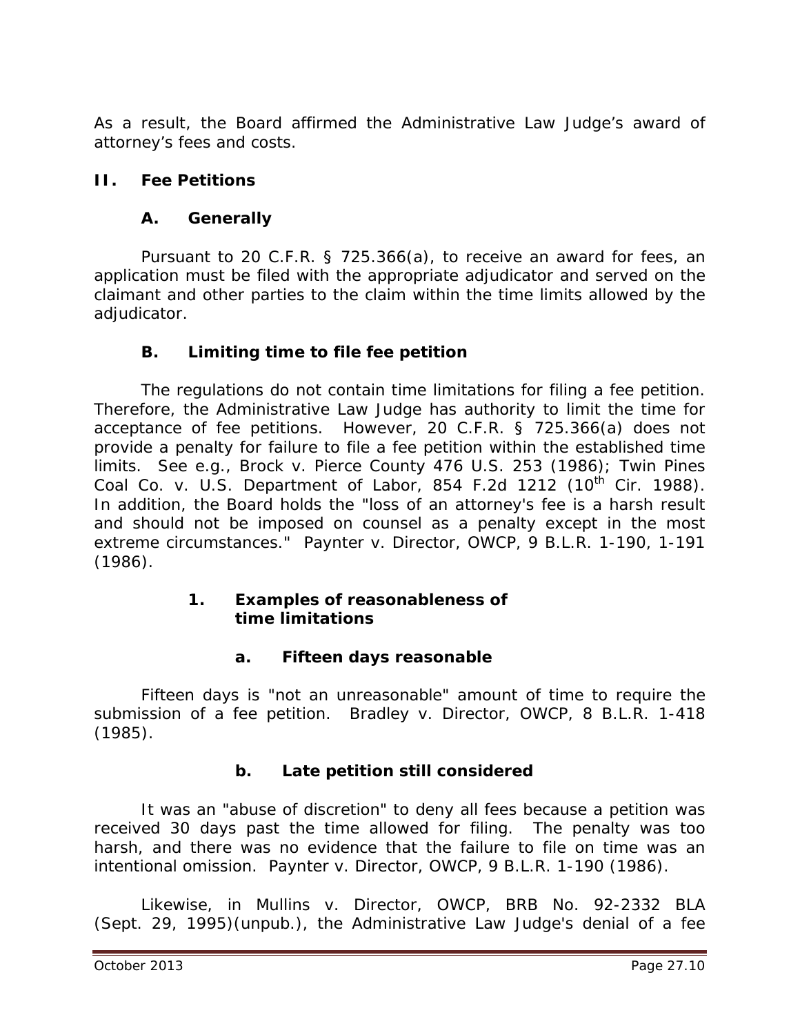As a result, the Board affirmed the Administrative Law Judge's award of attorney's fees and costs.

## II. Fee Petitions

### A. Generally

Pursuant to 20 C.F.R. § 725.366(a), to receive an award for fees, an application must be filed with the appropriate adjudicator and served on the claimant and other parties to the claim within the time limits allowed by the adjudicator.

### B. Limiting time to file fee petition

The regulations do not contain time limitations for filing a fee petition. Therefore, the Administrative Law Judge has authority to limit the time for acceptance of fee petitions. However, 20 C.F.R. § 725.366(a) does not provide a penalty for failure to file a fee petition within the established time limits. *See e.g., Brock v. Pierce County* 476 U.S. 253 (1986); *Twin Pines Coal Co. v. U.S. Department of Labor*, 854 F.2d 1212 (10th Cir. 1988). In addition, the Board holds the "loss of an attorney's fee is a harsh result and should not be imposed on counsel as a penalty except in the most extreme circumstances." *Paynter v. Director, OWCP*, 9 B.L.R. 1-190, 1-191 (1986).

#### 1. Examples of reasonableness of time limitations

##### a. Fifteen days reasonable

Fifteen days is "not an unreasonable" amount of time to require the submission of a fee petition. *Bradley v. Director, OWCP*, 8 B.L.R. 1-418 (1985).

##### b. Late petition still considered

It was an "abuse of discretion" to deny all fees because a petition was received 30 days past the time allowed for filing. The penalty was too harsh, and there was no evidence that the failure to file on time was an intentional omission. *Paynter v. Director, OWCP*, 9 B.L.R. 1-190 (1986).

Likewise, in *Mullins v. Director, OWCP*, BRB No. 92-2332 BLA (Sept. 29, 1995)(unpub.), the Administrative Law Judge's denial of a fee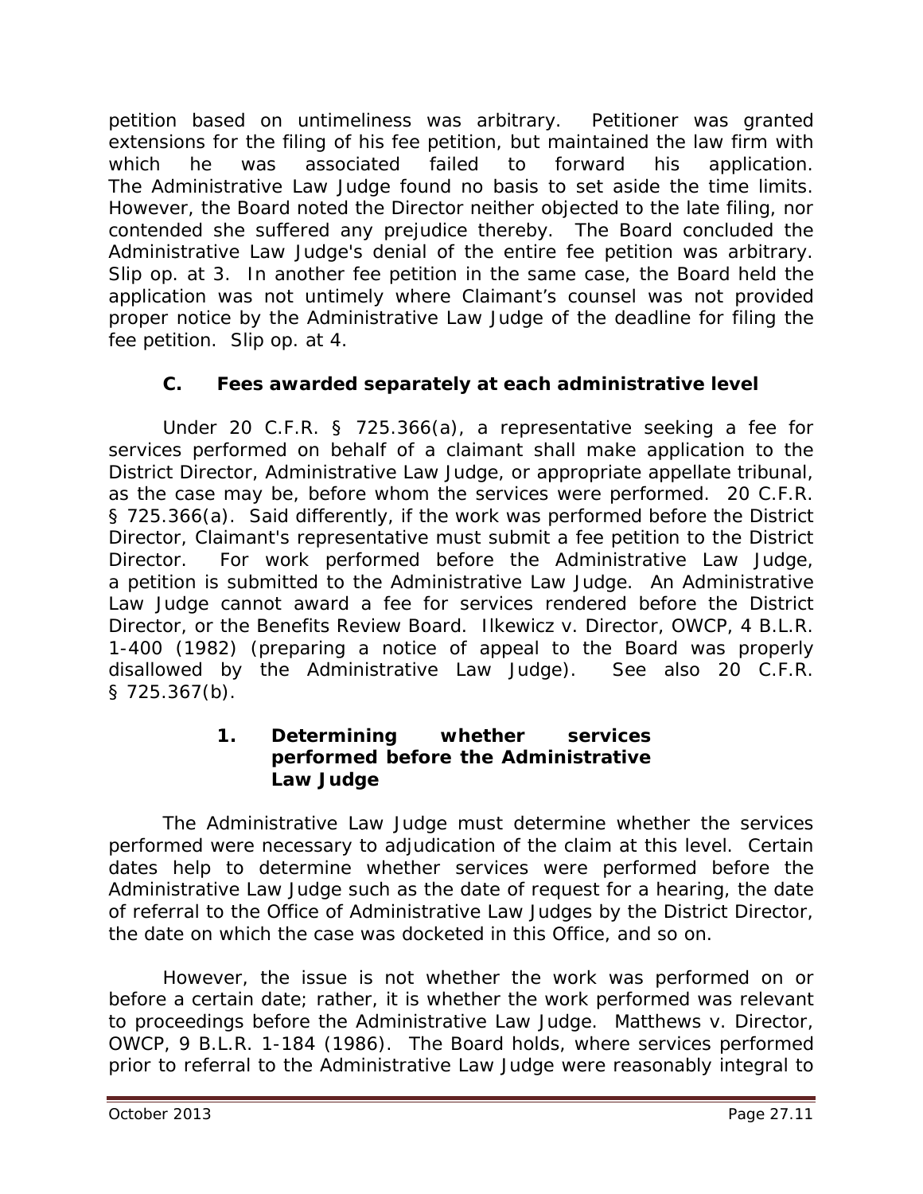petition based on untimeliness was arbitrary. Petitioner was granted extensions for the filing of his fee petition, but maintained the law firm with which he was associated failed to forward his application. The Administrative Law Judge found no basis to set aside the time limits. However, the Board noted the Director neither objected to the late filing, nor contended she suffered any prejudice thereby. The Board concluded the Administrative Law Judge's denial of the entire fee petition was arbitrary. *Slip op.* at 3. In another fee petition in the same case, the Board held the application was not untimely where Claimant's counsel was not provided proper notice by the Administrative Law Judge of the deadline for filing the fee petition. *Slip op.* at 4.

### C. Fees awarded separately at each administrative level

Under 20 C.F.R. § 725.366(a), a representative seeking a fee for services performed on behalf of a claimant shall make application to the District Director, Administrative Law Judge, or appropriate appellate tribunal, as the case may be, before whom the services were performed. 20 C.F.R. § 725.366(a). Said differently, if the work was performed before the District Director, Claimant's representative must submit a fee petition to the District Director. For work performed before the Administrative Law Judge, a petition is submitted to the Administrative Law Judge. An Administrative Law Judge cannot award a fee for services rendered before the District Director, or the Benefits Review Board. *Ilkewicz v. Director, OWCP*, 4 B.L.R. 1-400 (1982) (preparing a notice of appeal to the Board was properly disallowed by the Administrative Law Judge). *See also* 20 C.F.R. § 725.367(b).

#### 1. Determining whether services performed before the Administrative Law Judge

The Administrative Law Judge must determine whether the services performed were necessary to adjudication of the claim at this level. Certain dates help to determine whether services were performed before the Administrative Law Judge such as the date of request for a hearing, the date of referral to the Office of Administrative Law Judges by the District Director, the date on which the case was docketed in this Office, and so on.

However, the issue is not whether the work was performed on or before a certain date; rather, it is whether the work performed was relevant to proceedings before the Administrative Law Judge. *Matthews v. Director, OWCP*, 9 B.L.R. 1-184 (1986). The Board holds, where services performed prior to referral to the Administrative Law Judge were reasonably integral to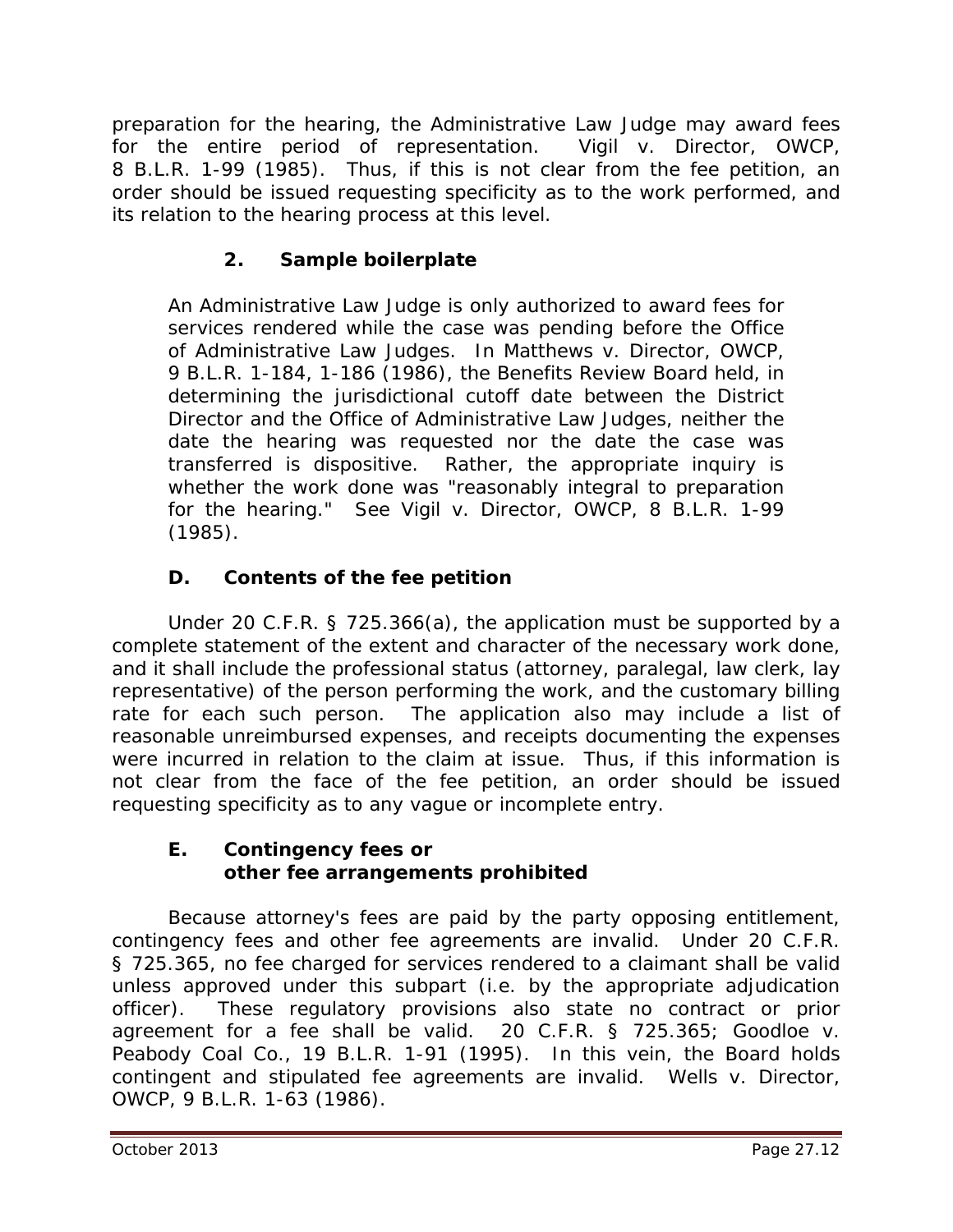preparation for the hearing, the Administrative Law Judge may award fees for the entire period of representation. *Vigil v. Director, OWCP*, 8 B.L.R. 1-99 (1985). Thus, if this is not clear from the fee petition, an order should be issued requesting specificity as to the work performed, and its relation to the hearing process at this level.

### 2. Sample boilerplate

> An Administrative Law Judge is only authorized to award fees for services rendered while the case was pending before the Office of Administrative Law Judges. In *Matthews v. Director, OWCP*, 9 B.L.R. 1-184, 1-186 (1986), the Benefits Review Board held, in determining the jurisdictional cutoff date between the District Director and the Office of Administrative Law Judges, neither the date the hearing was requested nor the date the case was transferred is dispositive. Rather, the appropriate inquiry is whether the work done was "reasonably integral to preparation for the hearing." *See Vigil v. Director, OWCP*, 8 B.L.R. 1-99 (1985).

## D. Contents of the fee petition

Under 20 C.F.R. § 725.366(a), the application must be supported by a complete statement of the extent and character of the necessary work done, and it shall include the professional status (attorney, paralegal, law clerk, lay representative) of the person performing the work, and the customary billing rate for each such person. The application also may include a list of reasonable unreimbursed expenses, and receipts documenting the expenses were incurred in relation to the claim at issue. Thus, if this information is not clear from the face of the fee petition, an order should be issued requesting specificity as to any vague or incomplete entry.

## E. Contingency fees or other fee arrangements prohibited

Because attorney's fees are paid by the party opposing entitlement, contingency fees and other fee agreements are invalid. Under 20 C.F.R. § 725.365, no fee charged for services rendered to a claimant shall be valid unless approved under this subpart (i.e. by the appropriate adjudication officer). These regulatory provisions also state no contract or prior agreement for a fee shall be valid. 20 C.F.R. § 725.365; *Goodloe v. Peabody Coal Co.*, 19 B.L.R. 1-91 (1995). In this vein, the Board holds contingent and stipulated fee agreements are invalid. *Wells v. Director, OWCP*, 9 B.L.R. 1-63 (1986).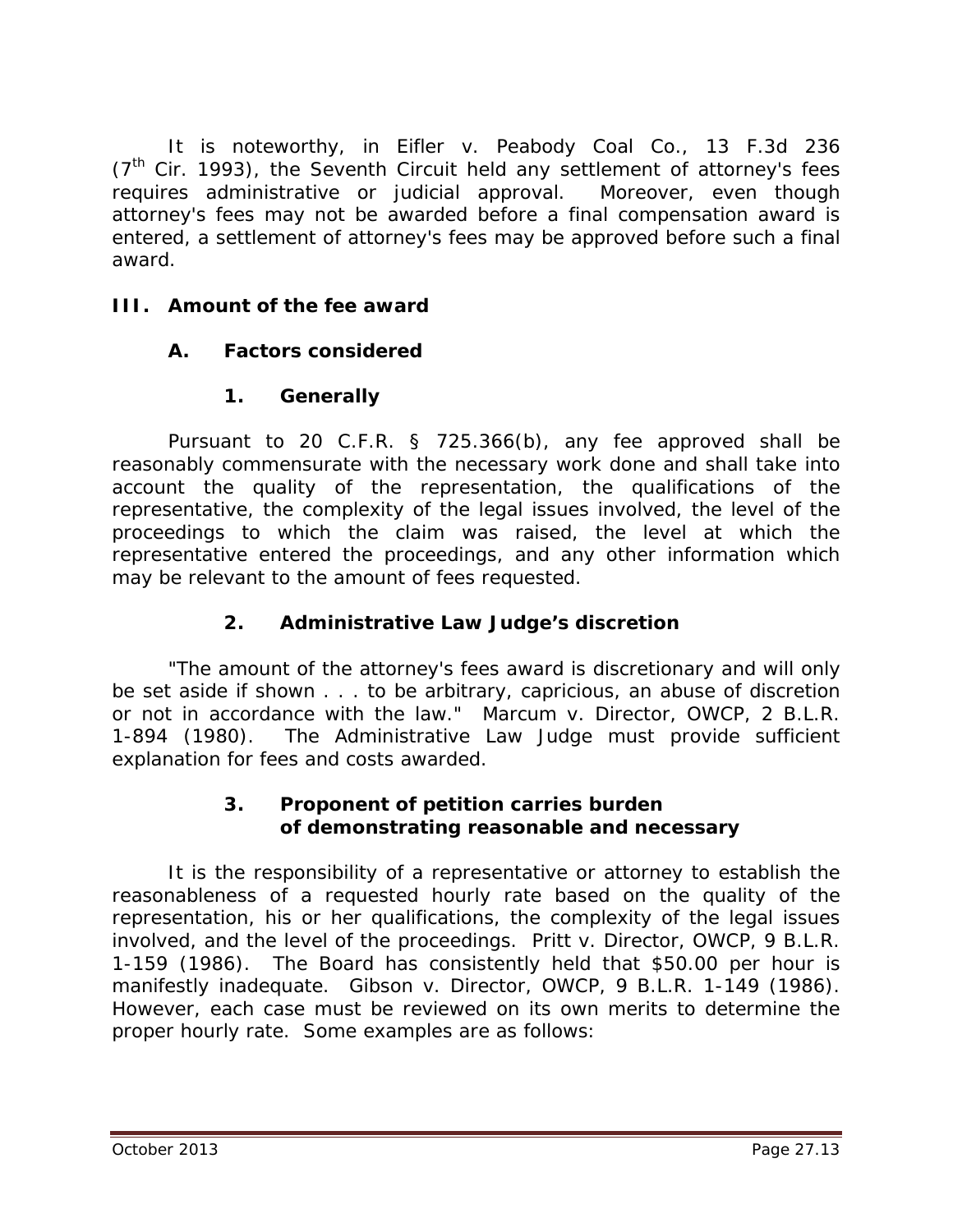It is noteworthy, in *Eifler v. Peabody Coal Co.*, 13 F.3d 236 (7th Cir. 1993), the Seventh Circuit held any settlement of attorney's fees requires administrative or judicial approval. Moreover, even though attorney's fees may not be awarded before a final compensation award is entered, a settlement of attorney's fees may be approved before such a final award.

## III. Amount of the fee award

### A. Factors considered

#### 1. Generally

Pursuant to 20 C.F.R. § 725.366(b), any fee approved shall be reasonably commensurate with the necessary work done and shall take into account the quality of the representation, the qualifications of the representative, the complexity of the legal issues involved, the level of the proceedings to which the claim was raised, the level at which the representative entered the proceedings, and any other information which may be relevant to the amount of fees requested.

#### 2. Administrative Law Judge's discretion

"The amount of the attorney's fees award is discretionary and will only be set aside if shown . . . to be arbitrary, capricious, an abuse of discretion or not in accordance with the law." *Marcum v. Director, OWCP*, 2 B.L.R. 1-894 (1980). The Administrative Law Judge must provide sufficient explanation for fees and costs awarded.

#### 3. Proponent of petition carries burden of demonstrating reasonable and necessary

It is the responsibility of a representative or attorney to establish the reasonableness of a requested hourly rate based on the quality of the representation, his or her qualifications, the complexity of the legal issues involved, and the level of the proceedings. *Pritt v. Director, OWCP*, 9 B.L.R. 1-159 (1986). The Board has consistently held that $50.00 per hour is manifestly inadequate. *Gibson v. Director, OWCP*, 9 B.L.R. 1-149 (1986). However, each case must be reviewed on its own merits to determine the proper hourly rate. Some examples are as follows: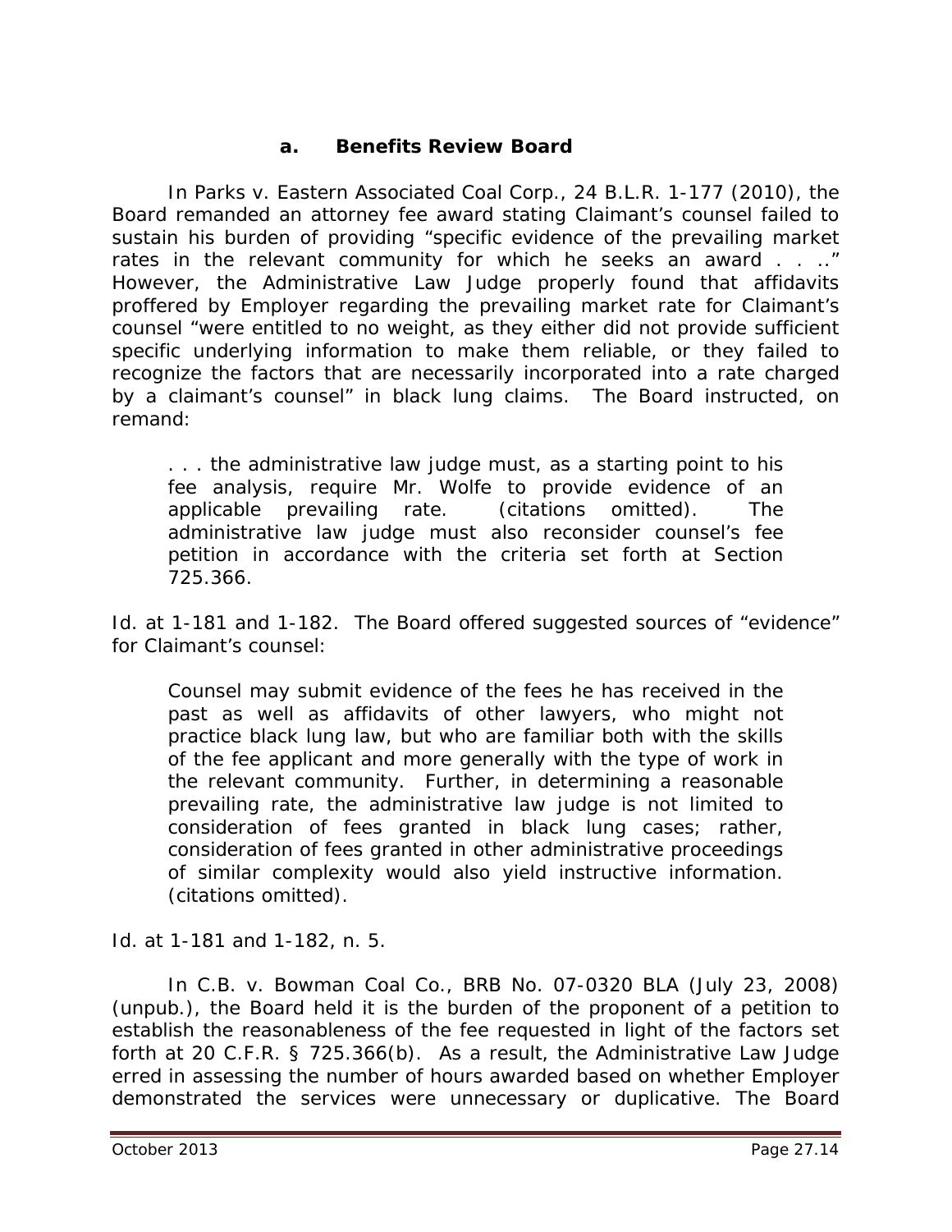#### a. Benefits Review Board

In *Parks v. Eastern Associated Coal Corp.*, 24 B.L.R. 1-177 (2010), the Board remanded an attorney fee award stating Claimant's counsel failed to sustain his burden of providing "specific evidence of the prevailing market rates in the relevant community for which he seeks an award . . .." However, the Administrative Law Judge properly found that affidavits proffered by Employer regarding the prevailing market rate for Claimant's counsel "were entitled to no weight, as they either did not provide sufficient specific underlying information to make them reliable, or they failed to recognize the factors that are necessarily incorporated into a rate charged by a claimant's counsel" in black lung claims. The Board instructed, on remand:

> . . . the administrative law judge must, as a starting point to his fee analysis, require Mr. Wolfe to provide evidence of an applicable prevailing rate. (citations omitted). The administrative law judge must also reconsider counsel's fee petition in accordance with the criteria set forth at Section 725.366.

*Id.* at 1-181 and 1-182. The Board offered suggested sources of "evidence" for Claimant's counsel:

> Counsel may submit evidence of the fees he has received in the past as well as affidavits of other lawyers, who might not practice black lung law, but who are familiar both with the skills of the fee applicant and more generally with the type of work in the relevant community. Further, in determining a reasonable prevailing rate, the administrative law judge is not limited to consideration of fees granted in black lung cases; rather, consideration of fees granted in other administrative proceedings of similar complexity would also yield instructive information. (citations omitted).

*Id.* at 1-181 and 1-182, n. 5.

In *C.B. v. Bowman Coal Co.*, BRB No. 07-0320 BLA (July 23, 2008) (unpub.), the Board held it is the burden of the proponent of a petition to establish the reasonableness of the fee requested in light of the factors set forth at 20 C.F.R. § 725.366(b). As a result, the Administrative Law Judge erred in assessing the number of hours awarded based on whether Employer demonstrated the services were unnecessary or duplicative. The Board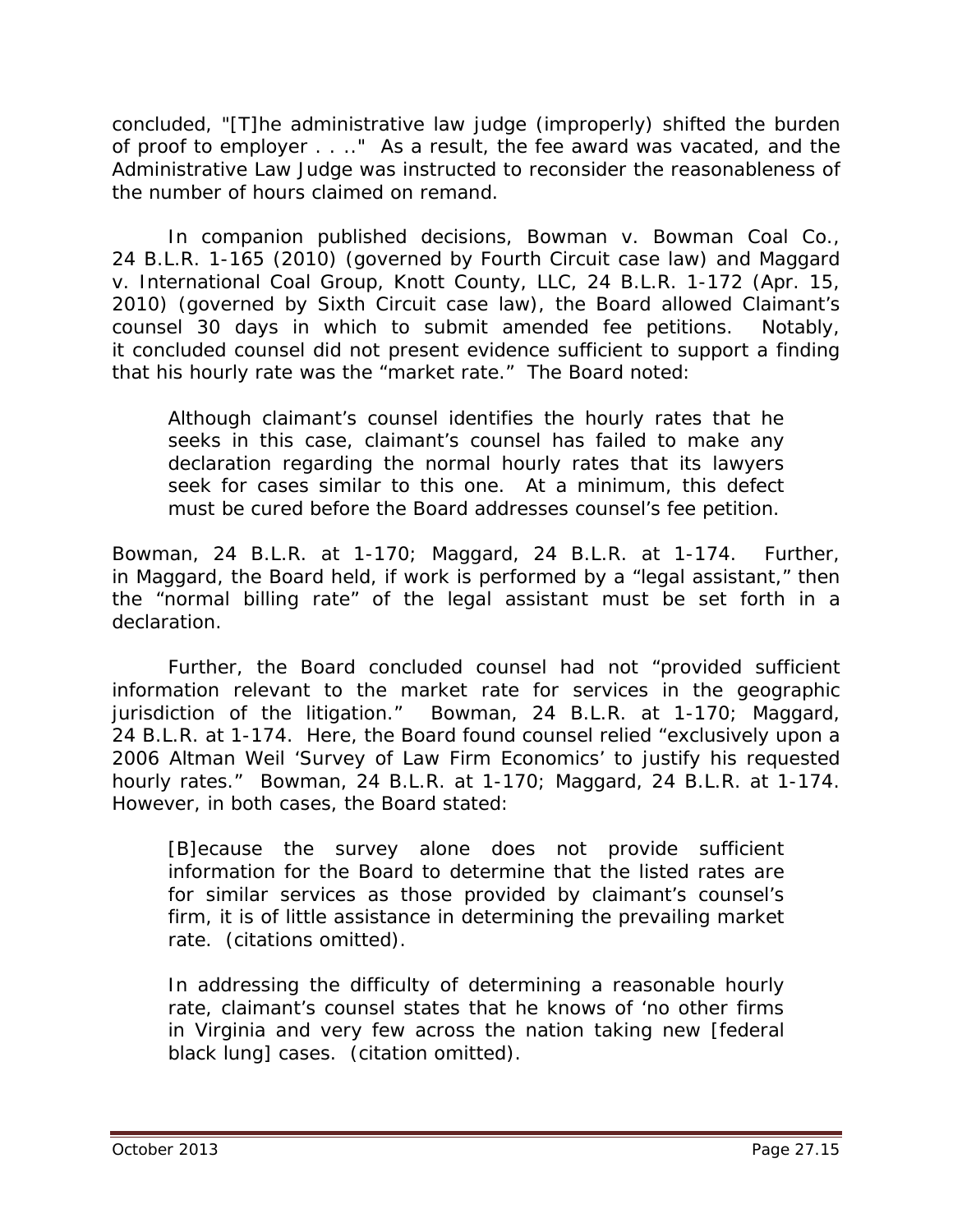concluded, "[T]he administrative law judge (improperly) shifted the burden of proof to employer . . .." As a result, the fee award was vacated, and the Administrative Law Judge was instructed to reconsider the reasonableness of the number of hours claimed on remand.

In companion published decisions, *Bowman v. Bowman Coal Co.*, 24 B.L.R. 1-165 (2010) (governed by Fourth Circuit case law) and *Maggard v. International Coal Group, Knott County, LLC*, 24 B.L.R. 1-172 (Apr. 15, 2010) (governed by Sixth Circuit case law), the Board allowed Claimant's counsel 30 days in which to submit amended fee petitions. Notably, it concluded counsel did not present evidence sufficient to support a finding that his hourly rate was the "market rate." The Board noted:

> Although claimant's counsel identifies the hourly rates that he seeks in this case, claimant's counsel has failed to make any declaration regarding the normal hourly rates that its lawyers seek for cases similar to this one. At a minimum, this defect must be cured before the Board addresses counsel's fee petition.

*Bowman*, 24 B.L.R. at 1-170; *Maggard*, 24 B.L.R. at 1-174. Further, in *Maggard*, the Board held, if work is performed by a "legal assistant," then the "normal billing rate" of the legal assistant must be set forth in a declaration.

Further, the Board concluded counsel had not "provided sufficient information relevant to the market rate for services in the geographic jurisdiction of the litigation." *Bowman*, 24 B.L.R. at 1-170; *Maggard*, 24 B.L.R. at 1-174. Here, the Board found counsel relied "exclusively upon a 2006 Altman Weil 'Survey of Law Firm Economics' to justify his requested hourly rates." *Bowman*, 24 B.L.R. at 1-170; *Maggard*, 24 B.L.R. at 1-174. However, in both cases, the Board stated:

> [B]ecause the survey alone does not provide sufficient information for the Board to determine that the listed rates are for similar services as those provided by claimant's counsel's firm, it is of little assistance in determining the prevailing market rate. (citations omitted).
>
> In addressing the difficulty of determining a reasonable hourly rate, claimant's counsel states that he knows of 'no other firms in Virginia and very few across the nation taking new [federal black lung] cases. (citation omitted).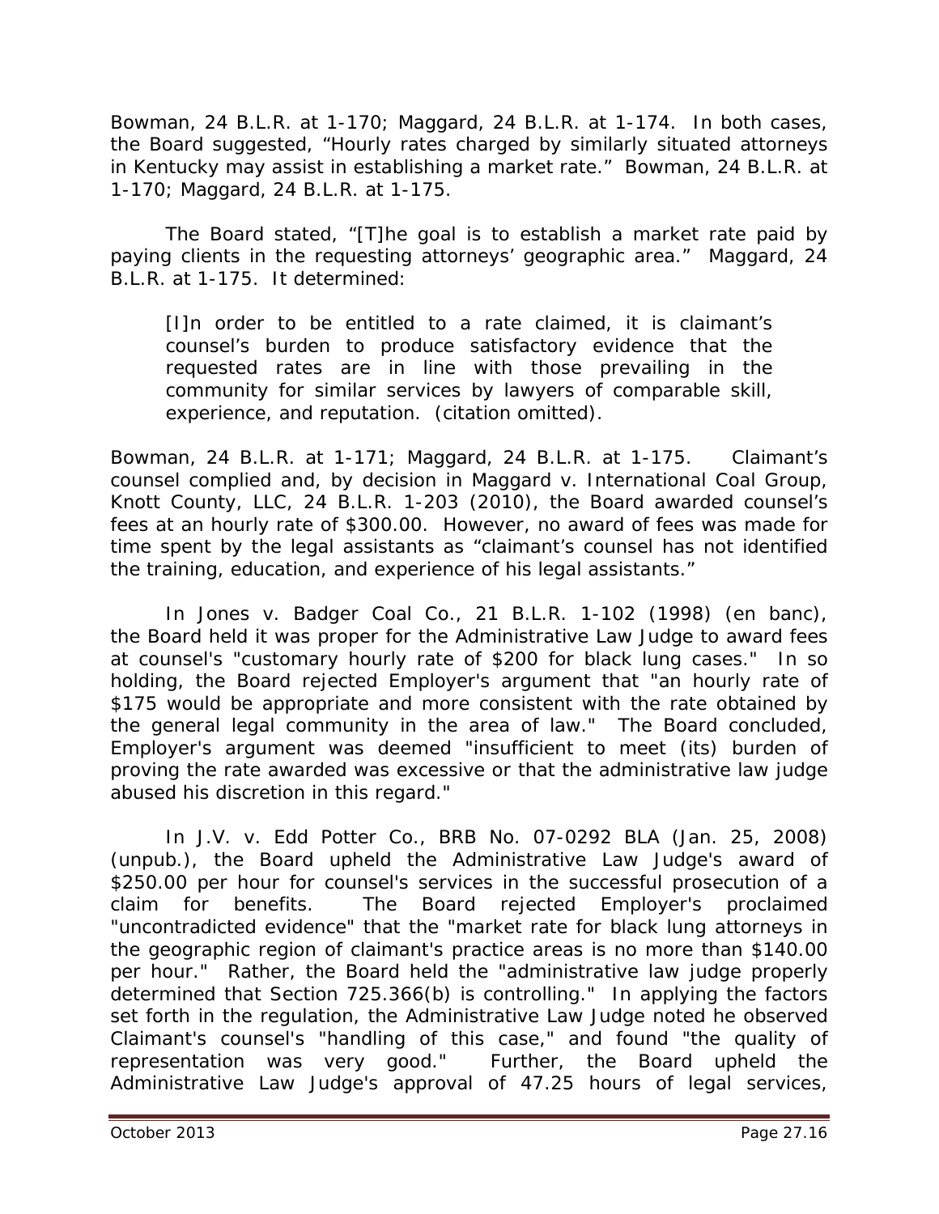*Bowman*, 24 B.L.R. at 1-170; *Maggard*, 24 B.L.R. at 1-174. In both cases, the Board suggested, "Hourly rates charged by similarly situated attorneys in Kentucky may assist in establishing a market rate." *Bowman*, 24 B.L.R. at 1-170; *Maggard*, 24 B.L.R. at 1-175.

The Board stated, "[T]he goal is to establish a market rate paid by paying clients in the requesting attorneys' geographic area." *Maggard*, 24 B.L.R. at 1-175. It determined:

> [I]n order to be entitled to a rate claimed, it is claimant's counsel's burden to produce satisfactory evidence that the requested rates are in line with those prevailing in the community for similar services by lawyers of comparable skill, experience, and reputation. (citation omitted).

*Bowman*, 24 B.L.R. at 1-171; *Maggard*, 24 B.L.R. at 1-175. Claimant's counsel complied and, by decision in *Maggard v. International Coal Group, Knott County, LLC*, 24 B.L.R. 1-203 (2010), the Board awarded counsel's fees at an hourly rate of $300.00. However, no award of fees was made for time spent by the legal assistants as "claimant's counsel has not identified the training, education, and experience of his legal assistants."

In *Jones v. Badger Coal Co.*, 21 B.L.R. 1-102 (1998) (en banc), the Board held it was proper for the Administrative Law Judge to award fees at counsel's "customary hourly rate of $200 for black lung cases." In so holding, the Board rejected Employer's argument that "an hourly rate of $175 would be appropriate and more consistent with the rate obtained by the general legal community in the area of law." The Board concluded, Employer's argument was deemed "insufficient to meet (its) burden of proving the rate awarded was excessive or that the administrative law judge abused his discretion in this regard."

In *J.V. v. Edd Potter Co.*, BRB No. 07-0292 BLA (Jan. 25, 2008) (unpub.), the Board upheld the Administrative Law Judge's award of $250.00 per hour for counsel's services in the successful prosecution of a claim for benefits. The Board rejected Employer's proclaimed "uncontradicted evidence" that the "market rate for black lung attorneys in the geographic region of claimant's practice areas is no more than $140.00 per hour." Rather, the Board held the "administrative law judge properly determined that Section 725.366(b) is controlling." In applying the factors set forth in the regulation, the Administrative Law Judge noted he observed Claimant's counsel's "handling of this case," and found "the quality of representation was very good." Further, the Board upheld the Administrative Law Judge's approval of 47.25 hours of legal services,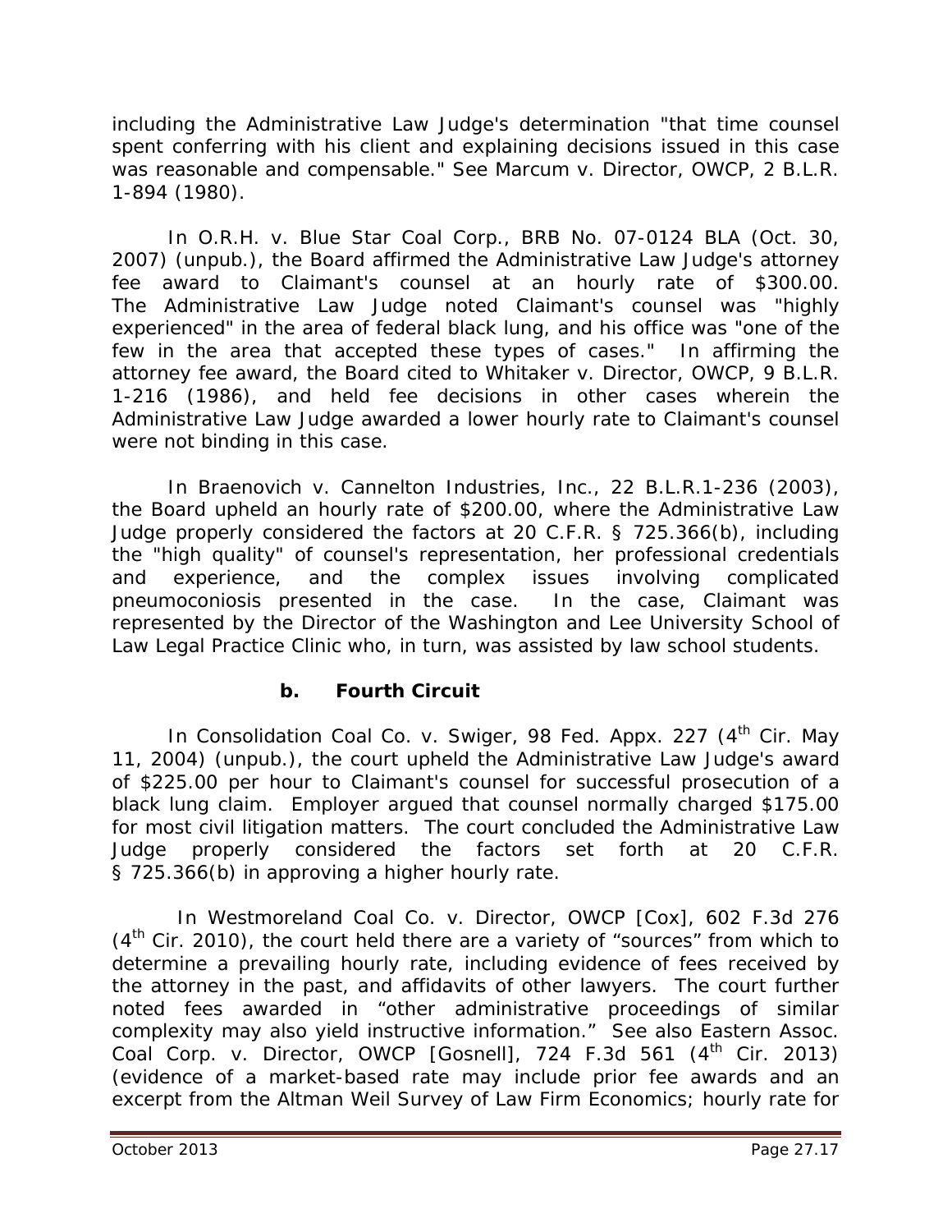including the Administrative Law Judge's determination "that time counsel spent conferring with his client and explaining decisions issued in this case was reasonable and compensable." See *Marcum v. Director, OWCP*, 2 B.L.R. 1-894 (1980).

In *O.R.H. v. Blue Star Coal Corp.*, BRB No. 07-0124 BLA (Oct. 30, 2007) (unpub.), the Board affirmed the Administrative Law Judge's attorney fee award to Claimant's counsel at an hourly rate of $300.00. The Administrative Law Judge noted Claimant's counsel was "highly experienced" in the area of federal black lung, and his office was "one of the few in the area that accepted these types of cases." In affirming the attorney fee award, the Board cited to *Whitaker v. Director, OWCP*, 9 B.L.R. 1-216 (1986), and held fee decisions in other cases wherein the Administrative Law Judge awarded a lower hourly rate to Claimant's counsel were not binding in this case.

In *Braenovich v. Cannelton Industries, Inc.*, 22 B.L.R.1-236 (2003), the Board upheld an hourly rate of $200.00, where the Administrative Law Judge properly considered the factors at 20 C.F.R. § 725.366(b), including the "high quality" of counsel's representation, her professional credentials and experience, and the complex issues involving complicated pneumoconiosis presented in the case. In the case, Claimant was represented by the Director of the Washington and Lee University School of Law Legal Practice Clinic who, in turn, was assisted by law school students.

### b. Fourth Circuit

In *Consolidation Coal Co. v. Swiger*, 98 Fed. Appx. 227 (4th Cir. May 11, 2004) (unpub.), the court upheld the Administrative Law Judge's award of $225.00 per hour to Claimant's counsel for successful prosecution of a black lung claim. Employer argued that counsel normally charged $175.00 for most civil litigation matters. The court concluded the Administrative Law Judge properly considered the factors set forth at 20 C.F.R. § 725.366(b) in approving a higher hourly rate.

In *Westmoreland Coal Co. v. Director, OWCP [Cox]*, 602 F.3d 276 (4th Cir. 2010), the court held there are a variety of "sources" from which to determine a prevailing hourly rate, including evidence of fees received by the attorney in the past, and affidavits of other lawyers. The court further noted fees awarded in "other administrative proceedings of similar complexity may also yield instructive information." See also *Eastern Assoc. Coal Corp. v. Director, OWCP [Gosnell]*, 724 F.3d 561 (4th Cir. 2013) (evidence of a market-based rate may include prior fee awards and an excerpt from the Altman Weil Survey of Law Firm Economics; hourly rate for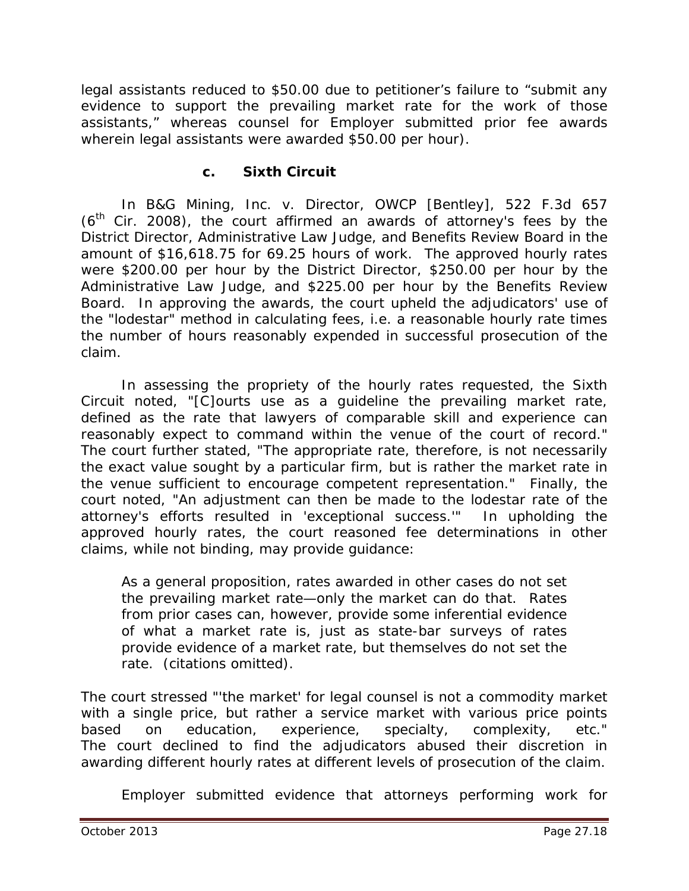legal assistants reduced to $50.00 due to petitioner's failure to "submit any evidence to support the prevailing market rate for the work of those assistants," whereas counsel for Employer submitted prior fee awards wherein legal assistants were awarded $50.00 per hour).

### c. Sixth Circuit

In *B&G Mining, Inc. v. Director, OWCP [Bentley]*, 522 F.3d 657 (6th Cir. 2008), the court affirmed an awards of attorney's fees by the District Director, Administrative Law Judge, and Benefits Review Board in the amount of $16,618.75 for 69.25 hours of work. The approved hourly rates were $200.00 per hour by the District Director, $250.00 per hour by the Administrative Law Judge, and $225.00 per hour by the Benefits Review Board. In approving the awards, the court upheld the adjudicators' use of the "lodestar" method in calculating fees, *i.e.* a reasonable hourly rate times the number of hours reasonably expended in successful prosecution of the claim.

In assessing the propriety of the hourly rates requested, the Sixth Circuit noted, "[C]ourts use as a guideline the prevailing market rate, defined as the rate that lawyers of comparable skill and experience can reasonably expect to command within the venue of the court of record." The court further stated, "The appropriate rate, therefore, is not necessarily the exact value sought by a particular firm, but is rather the market rate in the venue sufficient to encourage competent representation." Finally, the court noted, "An adjustment can then be made to the lodestar rate of the attorney's efforts resulted in 'exceptional success.'" In upholding the approved hourly rates, the court reasoned fee determinations in other claims, while not binding, may provide guidance:

> As a general proposition, rates awarded in other cases do not set the prevailing market rate—only the market can do that. Rates from prior cases can, however, provide some inferential evidence of what a market rate is, just as state-bar surveys of rates provide evidence of a market rate, but themselves do not set the rate. (citations omitted).

The court stressed "'the market' for legal counsel is not a commodity market with a single price, but rather a service market with various price points based on education, experience, specialty, complexity, etc." The court declined to find the adjudicators abused their discretion in awarding different hourly rates at different levels of prosecution of the claim.

Employer submitted evidence that attorneys performing work for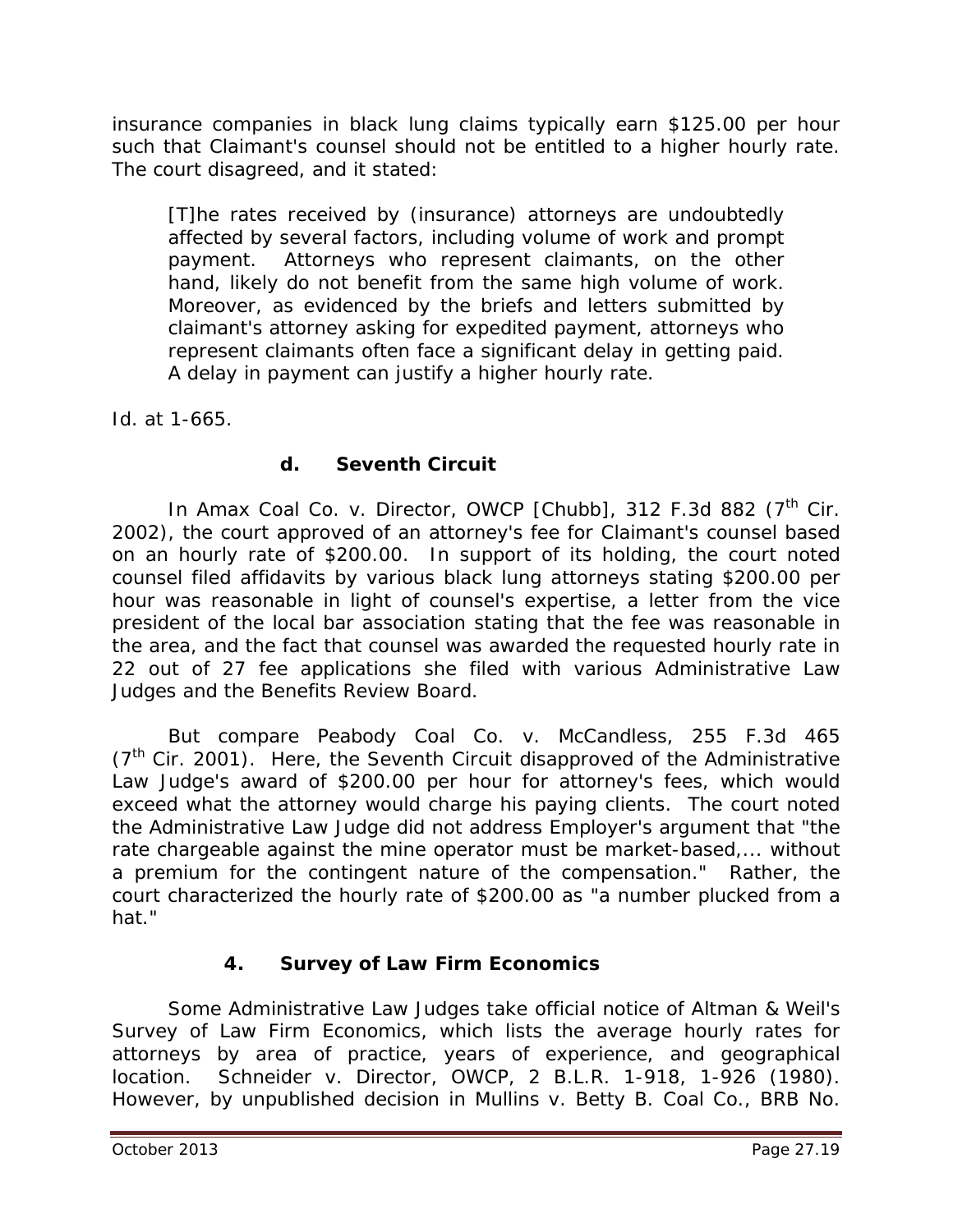insurance companies in black lung claims typically earn $125.00 per hour such that Claimant's counsel should not be entitled to a higher hourly rate. The court disagreed, and it stated:

> [T]he rates received by (insurance) attorneys are undoubtedly affected by several factors, including volume of work and prompt payment. Attorneys who represent claimants, on the other hand, likely do not benefit from the same high volume of work. Moreover, as evidenced by the briefs and letters submitted by claimant's attorney asking for expedited payment, attorneys who represent claimants often face a significant delay in getting paid. A delay in payment can justify a higher hourly rate.

*Id.* at 1-665.

#### d. Seventh Circuit

In *Amax Coal Co. v. Director, OWCP [Chubb]*, 312 F.3d 882 (7th Cir. 2002), the court approved of an attorney's fee for Claimant's counsel based on an hourly rate of $200.00. In support of its holding, the court noted counsel filed affidavits by various black lung attorneys stating $200.00 per hour was reasonable in light of counsel's expertise, a letter from the vice president of the local bar association stating that the fee was reasonable in the area, and the fact that counsel was awarded the requested hourly rate in 22 out of 27 fee applications she filed with various Administrative Law Judges and the Benefits Review Board.

But compare *Peabody Coal Co. v. McCandless*, 255 F.3d 465 (7th Cir. 2001). Here, the Seventh Circuit disapproved of the Administrative Law Judge's award of $200.00 per hour for attorney's fees, which would exceed what the attorney would charge his paying clients. The court noted the Administrative Law Judge did not address Employer's argument that "the rate chargeable against the mine operator must be market-based,... without a premium for the contingent nature of the compensation." Rather, the court characterized the hourly rate of $200.00 as "a number plucked from a hat."

### 4. Survey of Law Firm Economics

Some Administrative Law Judges take official notice of Altman & Weil's Survey of Law Firm Economics, which lists the average hourly rates for attorneys by area of practice, years of experience, and geographical location. *Schneider v. Director, OWCP*, 2 B.L.R. 1-918, 1-926 (1980). However, by unpublished decision in *Mullins v. Betty B. Coal Co.*, BRB No.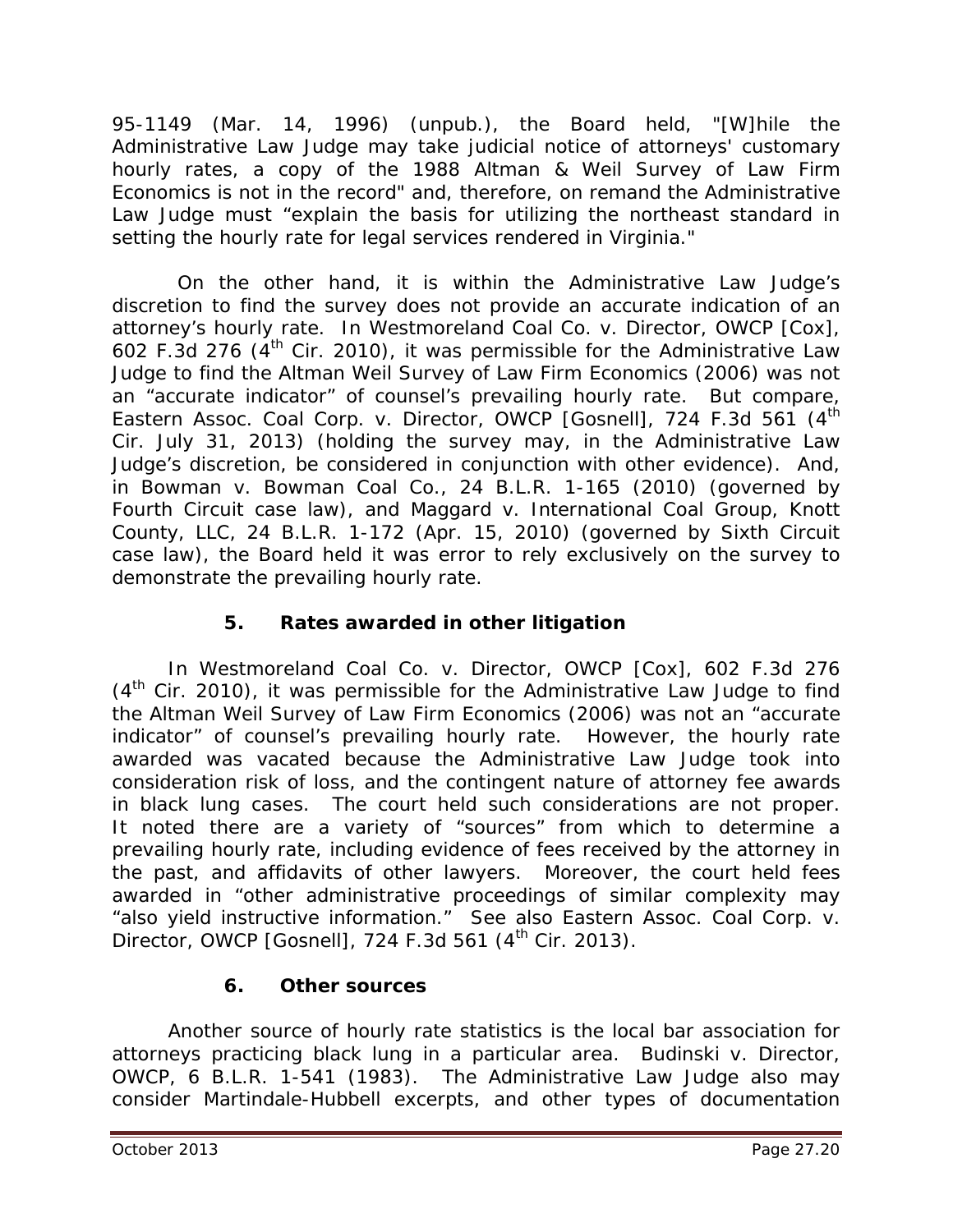95-1149 (Mar. 14, 1996) (unpub.), the Board held, "[W]hile the Administrative Law Judge may take judicial notice of attorneys' customary hourly rates, a copy of the 1988 Altman & Weil Survey of Law Firm Economics is not in the record" and, therefore, on remand the Administrative Law Judge must "explain the basis for utilizing the northeast standard in setting the hourly rate for legal services rendered in Virginia."

On the other hand, it is within the Administrative Law Judge's discretion to find the survey does not provide an accurate indication of an attorney's hourly rate. In *Westmoreland Coal Co. v. Director, OWCP [Cox]*, 602 F.3d 276 (4th Cir. 2010), it was permissible for the Administrative Law Judge to find the Altman Weil Survey of Law Firm Economics (2006) was not an "accurate indicator" of counsel's prevailing hourly rate. *But compare, Eastern Assoc. Coal Corp. v. Director, OWCP [Gosnell]*, 724 F.3d 561 (4th Cir. July 31, 2013) (holding the survey may, in the Administrative Law Judge's discretion, be considered in conjunction with other evidence). And, in *Bowman v. Bowman Coal Co.*, 24 B.L.R. 1-165 (2010) (governed by Fourth Circuit case law), and *Maggard v. International Coal Group, Knott County, LLC*, 24 B.L.R. 1-172 (Apr. 15, 2010) (governed by Sixth Circuit case law), the Board held it was error to rely exclusively on the survey to demonstrate the prevailing hourly rate.

### 5. Rates awarded in other litigation

In *Westmoreland Coal Co. v. Director, OWCP [Cox]*, 602 F.3d 276 (4th Cir. 2010), it was permissible for the Administrative Law Judge to find the Altman Weil Survey of Law Firm Economics (2006) was not an "accurate indicator" of counsel's prevailing hourly rate. However, the hourly rate awarded was vacated because the Administrative Law Judge took into consideration risk of loss, and the contingent nature of attorney fee awards in black lung cases. The court held such considerations are not proper. It noted there are a variety of "sources" from which to determine a prevailing hourly rate, including evidence of fees received by the attorney in the past, and affidavits of other lawyers. Moreover, the court held fees awarded in "other administrative proceedings of similar complexity may "also yield instructive information." *See also Eastern Assoc. Coal Corp. v. Director, OWCP [Gosnell]*, 724 F.3d 561 (4th Cir. 2013).

### 6. Other sources

Another source of hourly rate statistics is the local bar association for attorneys practicing black lung in a particular area. *Budinski v. Director, OWCP*, 6 B.L.R. 1-541 (1983). The Administrative Law Judge also may consider Martindale-Hubbell excerpts, and other types of documentation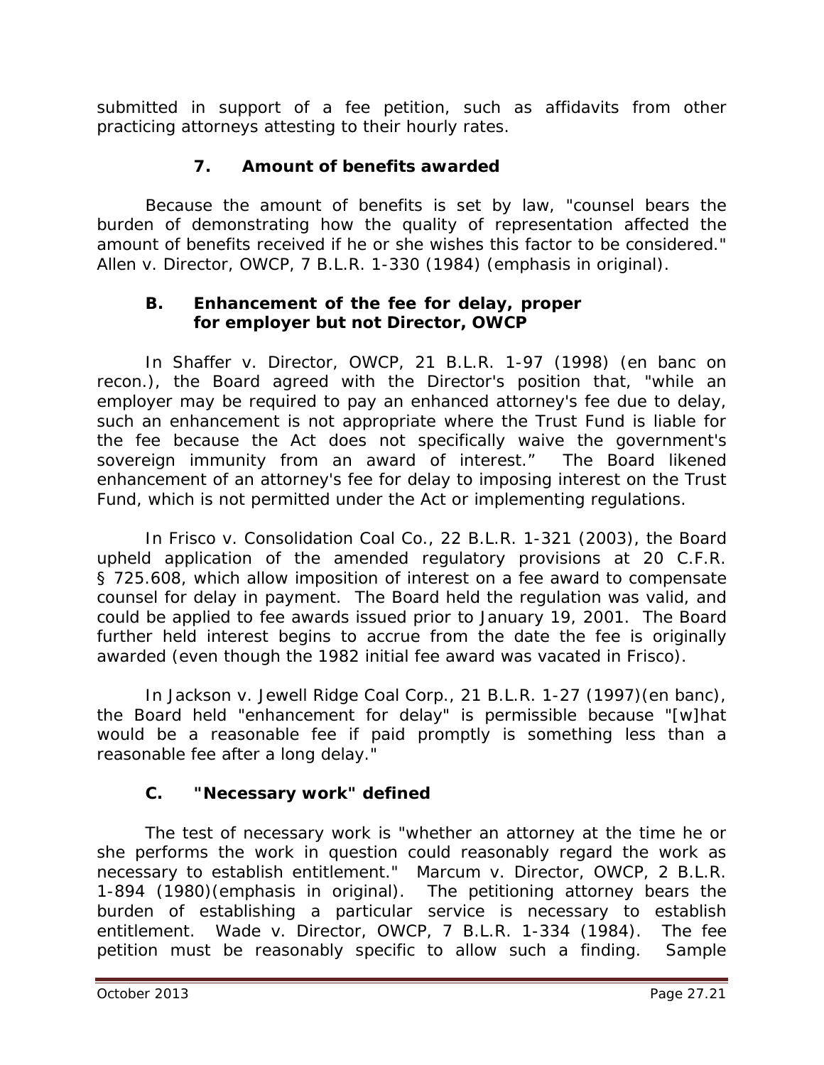submitted in support of a fee petition, such as affidavits from other practicing attorneys attesting to their hourly rates.

#### 7. Amount of benefits awarded

Because the amount of benefits is set by law, "counsel bears the burden of demonstrating how the quality of representation affected the amount of benefits received if he or she wishes this factor to be considered." *Allen v. Director, OWCP*, 7 B.L.R. 1-330 (1984) (emphasis in original).

### B. Enhancement of the fee for delay, proper for employer but not Director, OWCP

In *Shaffer v. Director, OWCP*, 21 B.L.R. 1-97 (1998) (en banc on recon.), the Board agreed with the Director's position that, "while an employer may be required to pay an enhanced attorney's fee due to delay, such an enhancement is not appropriate where the Trust Fund is liable for the fee because the Act does not specifically waive the government's sovereign immunity from an award of interest." The Board likened enhancement of an attorney's fee for delay to imposing interest on the Trust Fund, which is not permitted under the Act or implementing regulations.

In *Frisco v. Consolidation Coal Co.*, 22 B.L.R. 1-321 (2003), the Board upheld application of the amended regulatory provisions at 20 C.F.R. § 725.608, which allow imposition of interest on a fee award to compensate counsel for delay in payment. The Board held the regulation was valid, and could be applied to fee awards issued prior to January 19, 2001. The Board further held interest begins to accrue from the date the fee is originally awarded (even though the 1982 initial fee award was vacated in *Frisco*).

In *Jackson v. Jewell Ridge Coal Corp.*, 21 B.L.R. 1-27 (1997)(en banc), the Board held "enhancement for delay" is permissible because "[w]hat would be a reasonable fee if paid promptly is something less than a reasonable fee after a long delay."

### C. "Necessary work" defined

The test of necessary work is "whether an attorney at the time he or she performs the work in question could reasonably regard the work as necessary to establish entitlement." *Marcum v. Director, OWCP*, 2 B.L.R. 1-894 (1980)(emphasis in original). The petitioning attorney bears the burden of establishing a particular service is necessary to establish entitlement. *Wade v. Director, OWCP*, 7 B.L.R. 1-334 (1984). The fee petition must be reasonably specific to allow such a finding. Sample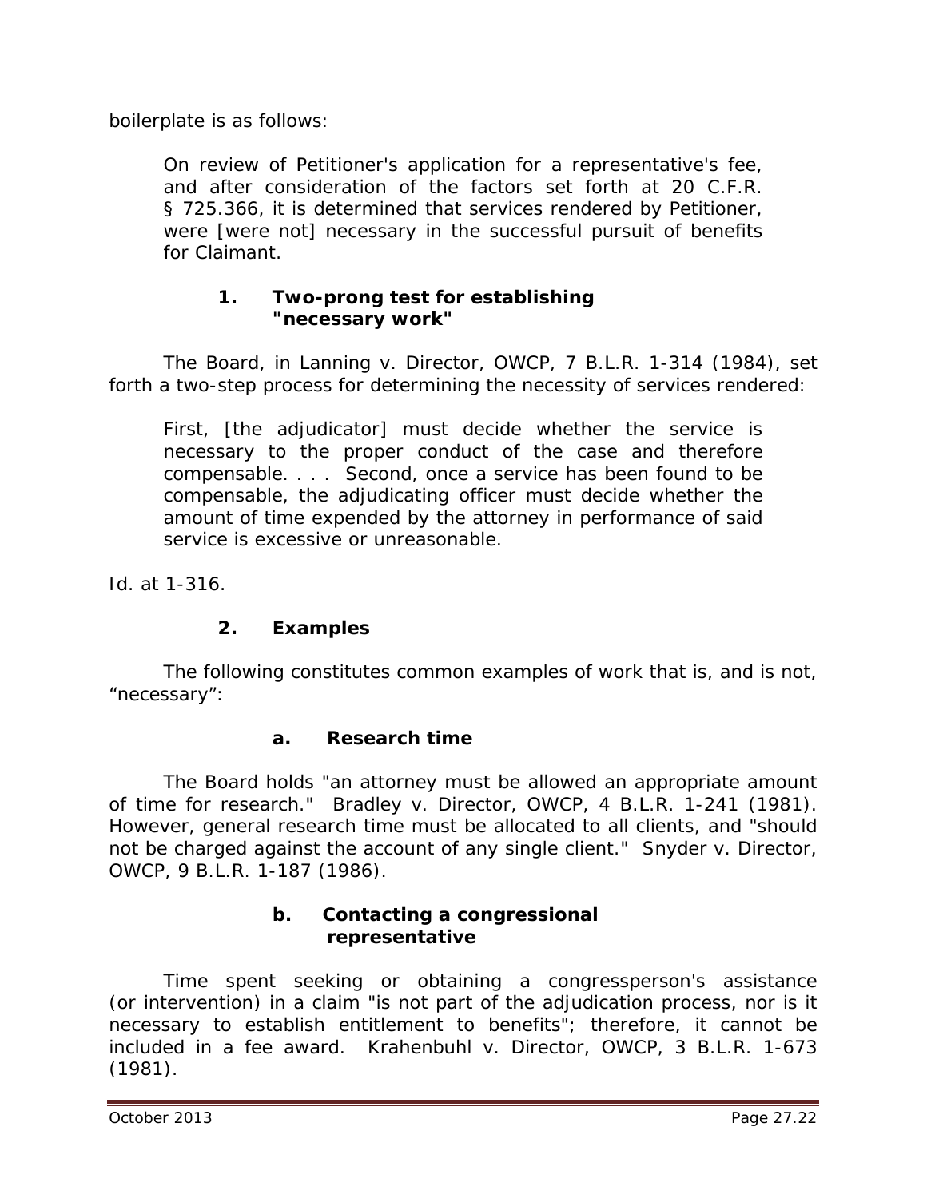boilerplate is as follows:

> On review of Petitioner's application for a representative's fee, and after consideration of the factors set forth at 20 C.F.R. § 725.366, it is determined that services rendered by Petitioner, were [were not] necessary in the successful pursuit of benefits for Claimant.

### 1. Two-prong test for establishing "necessary work"

The Board, in *Lanning v. Director, OWCP*, 7 B.L.R. 1-314 (1984), set forth a two-step process for determining the necessity of services rendered:

> First, [the adjudicator] must decide whether the service is necessary to the proper conduct of the case and therefore compensable. . . . Second, once a service has been found to be compensable, the adjudicating officer must decide whether the amount of time expended by the attorney in performance of said service is excessive or unreasonable.

*Id.* at 1-316.

### 2. Examples

The following constitutes common examples of work that is, and is not, "necessary":

#### a. Research time

The Board holds "an attorney must be allowed an appropriate amount of time for research." *Bradley v. Director, OWCP*, 4 B.L.R. 1-241 (1981). However, general research time must be allocated to all clients, and "should not be charged against the account of any single client." *Snyder v. Director, OWCP*, 9 B.L.R. 1-187 (1986).

#### b. Contacting a congressional representative

Time spent seeking or obtaining a congressperson's assistance (or intervention) in a claim "is not part of the adjudication process, nor is it necessary to establish entitlement to benefits"; therefore, it cannot be included in a fee award. *Krahenbuhl v. Director, OWCP*, 3 B.L.R. 1-673 (1981).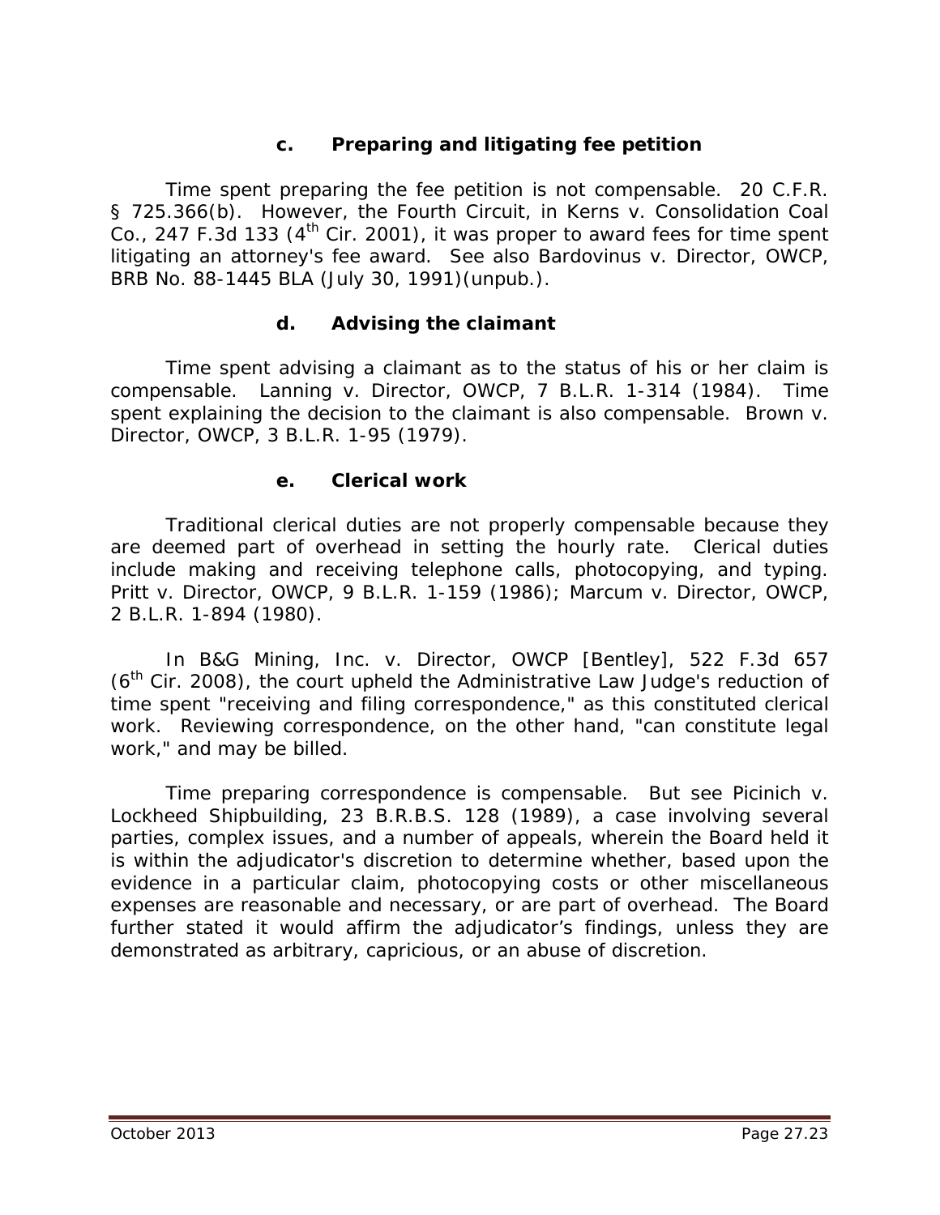#### c. Preparing and litigating fee petition

Time spent preparing the fee petition is not compensable. 20 C.F.R. § 725.366(b). However, the Fourth Circuit, in Kerns v. Consolidation Coal Co., 247 F.3d 133 (4th Cir. 2001), it was proper to award fees for time spent litigating an attorney's fee award. See also Bardovinus v. Director, OWCP, BRB No. 88-1445 BLA (July 30, 1991)(unpub.).

#### d. Advising the claimant

Time spent advising a claimant as to the status of his or her claim is compensable. Lanning v. Director, OWCP, 7 B.L.R. 1-314 (1984). Time spent explaining the decision to the claimant is also compensable. Brown v. Director, OWCP, 3 B.L.R. 1-95 (1979).

#### e. Clerical work

Traditional clerical duties are not properly compensable because they are deemed part of overhead in setting the hourly rate. Clerical duties include making and receiving telephone calls, photocopying, and typing. Pritt v. Director, OWCP, 9 B.L.R. 1-159 (1986); Marcum v. Director, OWCP, 2 B.L.R. 1-894 (1980).

In B&G Mining, Inc. v. Director, OWCP [Bentley], 522 F.3d 657 (6th Cir. 2008), the court upheld the Administrative Law Judge's reduction of time spent "receiving and filing correspondence," as this constituted clerical work. Reviewing correspondence, on the other hand, "can constitute legal work," and may be billed.

Time preparing correspondence is compensable. But see Picinich v. Lockheed Shipbuilding, 23 B.R.B.S. 128 (1989), a case involving several parties, complex issues, and a number of appeals, wherein the Board held it is within the adjudicator's discretion to determine whether, based upon the evidence in a particular claim, photocopying costs or other miscellaneous expenses are reasonable and necessary, or are part of overhead. The Board further stated it would affirm the adjudicator's findings, unless they are demonstrated as arbitrary, capricious, or an abuse of discretion.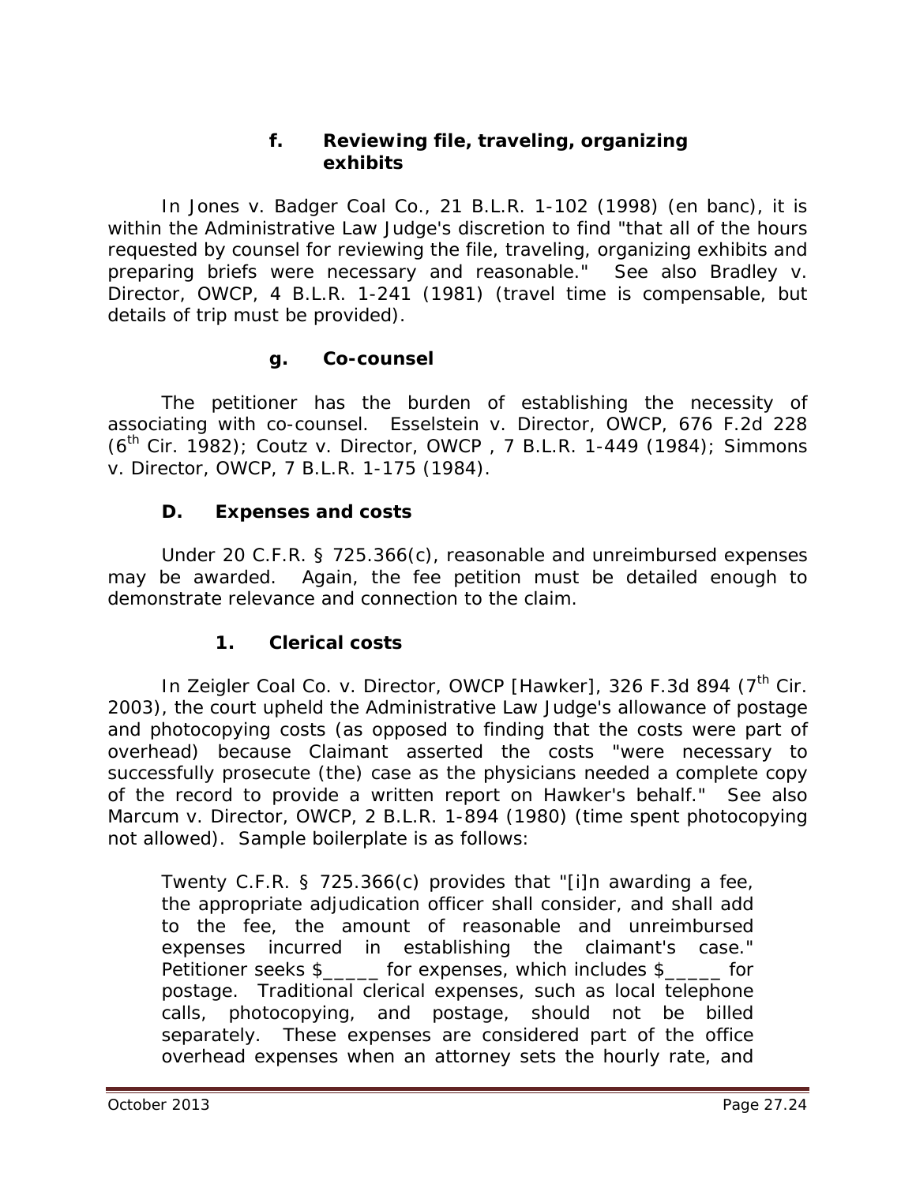#### f. Reviewing file, traveling, organizing exhibits

In *Jones v. Badger Coal Co.*, 21 B.L.R. 1-102 (1998) (en banc), it is within the Administrative Law Judge's discretion to find "that all of the hours requested by counsel for reviewing the file, traveling, organizing exhibits and preparing briefs were necessary and reasonable." *See also Bradley v. Director, OWCP*, 4 B.L.R. 1-241 (1981) (travel time is compensable, but details of trip must be provided).

#### g. Co-counsel

The petitioner has the burden of establishing the necessity of associating with co-counsel. *Esselstein v. Director, OWCP*, 676 F.2d 228 (6th Cir. 1982); *Coutz v. Director, OWCP* , 7 B.L.R. 1-449 (1984); *Simmons v. Director, OWCP*, 7 B.L.R. 1-175 (1984).

### D. Expenses and costs

Under 20 C.F.R. § 725.366(c), reasonable and unreimbursed expenses may be awarded. Again, the fee petition must be detailed enough to demonstrate relevance and connection to the claim.

#### 1. Clerical costs

In *Zeigler Coal Co. v. Director, OWCP [Hawker]*, 326 F.3d 894 (7th Cir. 2003), the court upheld the Administrative Law Judge's allowance of postage and photocopying costs (as opposed to finding that the costs were part of overhead) because Claimant asserted the costs "were necessary to successfully prosecute (the) case as the physicians needed a complete copy of the record to provide a written report on Hawker's behalf." *See also Marcum v. Director, OWCP*, 2 B.L.R. 1-894 (1980) (time spent photocopying not allowed). Sample boilerplate is as follows:

> Twenty C.F.R. § 725.366(c) provides that "[i]n awarding a fee, the appropriate adjudication officer shall consider, and shall add to the fee, the amount of reasonable and unreimbursed expenses incurred in establishing the claimant's case." Petitioner seeks $_____ for expenses, which includes $_____ for postage. Traditional clerical expenses, such as local telephone calls, photocopying, and postage, should not be billed separately. These expenses are considered part of the office overhead expenses when an attorney sets the hourly rate, and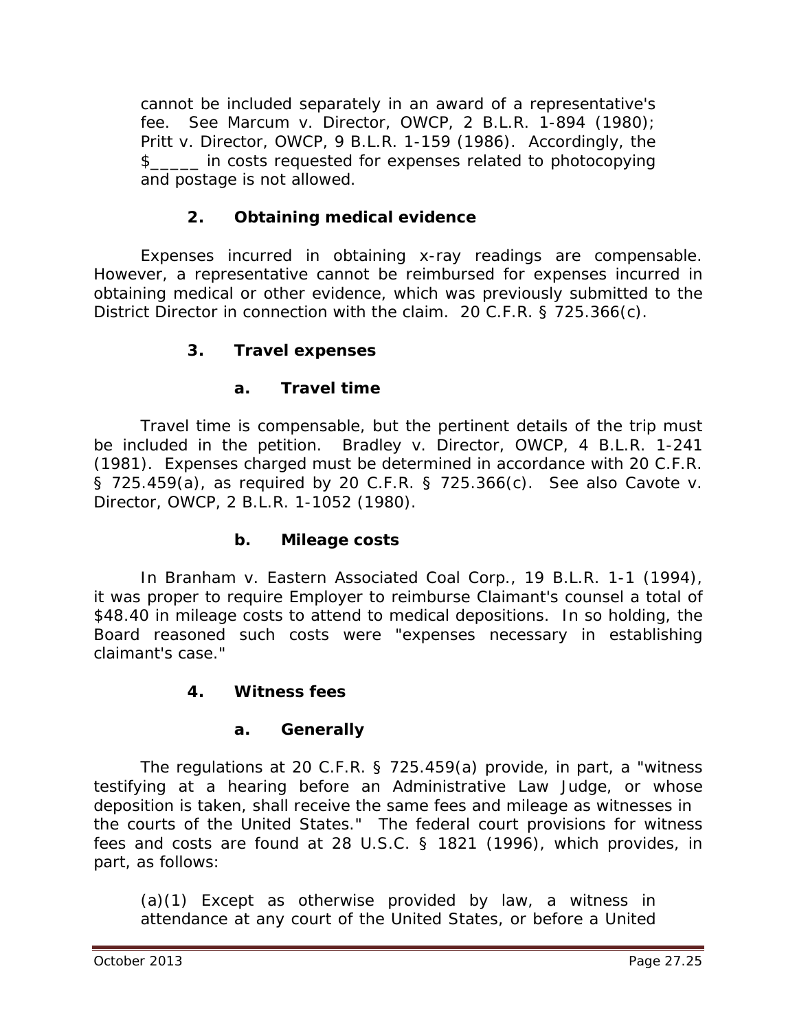cannot be included separately in an award of a representative's fee. See *Marcum v. Director, OWCP*, 2 B.L.R. 1-894 (1980); *Pritt v. Director, OWCP*, 9 B.L.R. 1-159 (1986). Accordingly, the $_____ in costs requested for expenses related to photocopying and postage is not allowed.

### 2. Obtaining medical evidence

Expenses incurred in obtaining x-ray readings are compensable. However, a representative cannot be reimbursed for expenses incurred in obtaining medical or other evidence, which was previously submitted to the District Director in connection with the claim. 20 C.F.R. § 725.366(c).

### 3. Travel expenses

#### a. Travel time

Travel time is compensable, but the pertinent details of the trip must be included in the petition. *Bradley v. Director, OWCP*, 4 B.L.R. 1-241 (1981). Expenses charged must be determined in accordance with 20 C.F.R. § 725.459(a), as required by 20 C.F.R. § 725.366(c). See also *Cavote v. Director, OWCP*, 2 B.L.R. 1-1052 (1980).

#### b. Mileage costs

In *Branham v. Eastern Associated Coal Corp.*, 19 B.L.R. 1-1 (1994), it was proper to require Employer to reimburse Claimant's counsel a total of $48.40 in mileage costs to attend to medical depositions. In so holding, the Board reasoned such costs were "expenses necessary in establishing claimant's case."

### 4. Witness fees

#### a. Generally

The regulations at 20 C.F.R. § 725.459(a) provide, in part, a "witness testifying at a hearing before an Administrative Law Judge, or whose deposition is taken, shall receive the same fees and mileage as witnesses in the courts of the United States." The federal court provisions for witness fees and costs are found at 28 U.S.C. § 1821 (1996), which provides, in part, as follows:

> (a)(1) Except as otherwise provided by law, a witness in attendance at any court of the United States, or before a United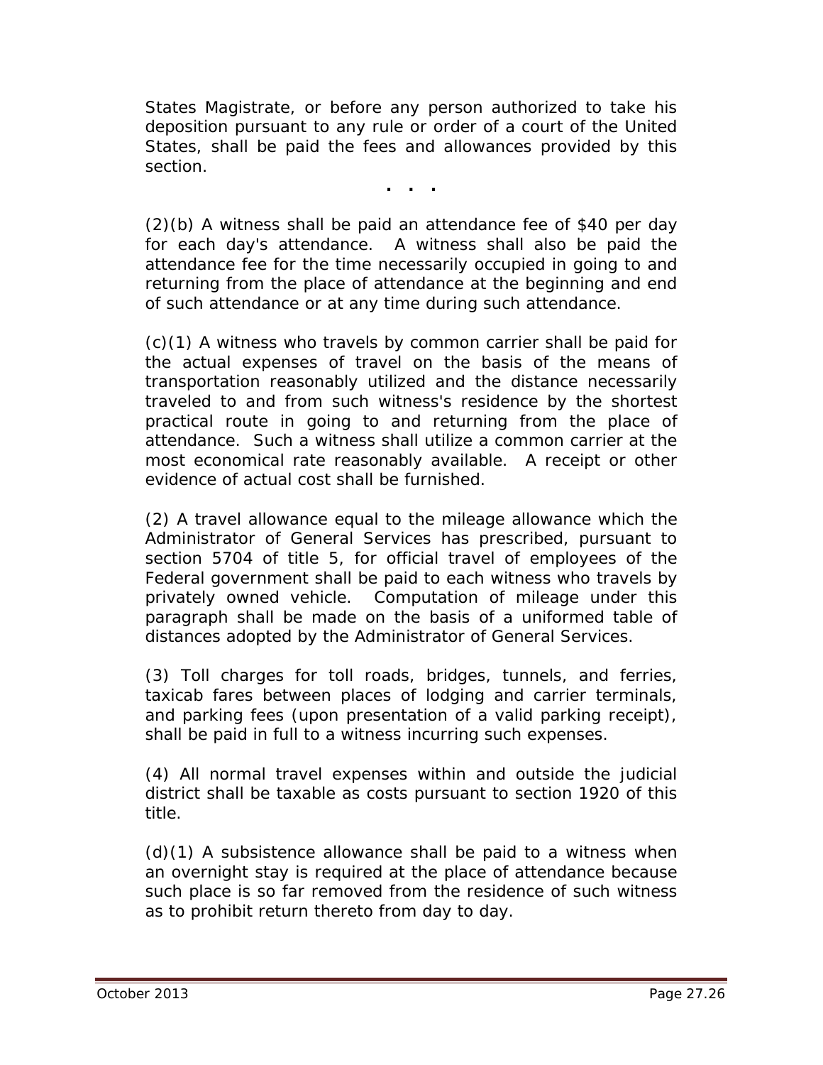States Magistrate, or before any person authorized to take his deposition pursuant to any rule or order of a court of the United States, shall be paid the fees and allowances provided by this section.

. . .

(2)(b) A witness shall be paid an attendance fee of $40 per day for each day's attendance. A witness shall also be paid the attendance fee for the time necessarily occupied in going to and returning from the place of attendance at the beginning and end of such attendance or at any time during such attendance.

(c)(1) A witness who travels by common carrier shall be paid for the actual expenses of travel on the basis of the means of transportation reasonably utilized and the distance necessarily traveled to and from such witness's residence by the shortest practical route in going to and returning from the place of attendance. Such a witness shall utilize a common carrier at the most economical rate reasonably available. A receipt or other evidence of actual cost shall be furnished.

(2) A travel allowance equal to the mileage allowance which the Administrator of General Services has prescribed, pursuant to section 5704 of title 5, for official travel of employees of the Federal government shall be paid to each witness who travels by privately owned vehicle. Computation of mileage under this paragraph shall be made on the basis of a uniformed table of distances adopted by the Administrator of General Services.

(3) Toll charges for toll roads, bridges, tunnels, and ferries, taxicab fares between places of lodging and carrier terminals, and parking fees (upon presentation of a valid parking receipt), shall be paid in full to a witness incurring such expenses.

(4) All normal travel expenses within and outside the judicial district shall be taxable as costs pursuant to section 1920 of this title.

(d)(1) A subsistence allowance shall be paid to a witness when an overnight stay is required at the place of attendance because such place is so far removed from the residence of such witness as to prohibit return thereto from day to day.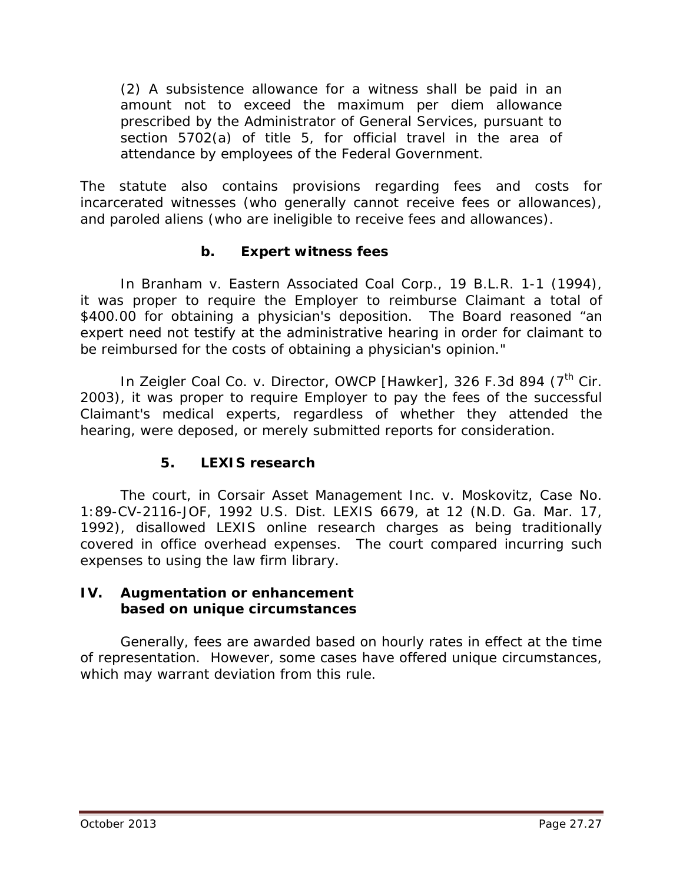(2) A subsistence allowance for a witness shall be paid in an amount not to exceed the maximum per diem allowance prescribed by the Administrator of General Services, pursuant to section 5702(a) of title 5, for official travel in the area of attendance by employees of the Federal Government.

The statute also contains provisions regarding fees and costs for incarcerated witnesses (who generally cannot receive fees or allowances), and paroled aliens (who are ineligible to receive fees and allowances).

#### b. Expert witness fees

In *Branham v. Eastern Associated Coal Corp.*, 19 B.L.R. 1-1 (1994), it was proper to require the Employer to reimburse Claimant a total of $400.00 for obtaining a physician's deposition. The Board reasoned "an expert need not testify at the administrative hearing in order for claimant to be reimbursed for the costs of obtaining a physician's opinion."

In *Zeigler Coal Co. v. Director, OWCP [Hawker]*, 326 F.3d 894 (7th Cir. 2003), it was proper to require Employer to pay the fees of the successful Claimant's medical experts, regardless of whether they attended the hearing, were deposed, or merely submitted reports for consideration.

### 5. LEXIS research

The court, in *Corsair Asset Management Inc. v. Moskovitz*, Case No. 1:89-CV-2116-JOF, 1992 U.S. Dist. LEXIS 6679, at 12 (N.D. Ga. Mar. 17, 1992), disallowed LEXIS online research charges as being traditionally covered in office overhead expenses. The court compared incurring such expenses to using the law firm library.

## IV. Augmentation or enhancement based on unique circumstances

Generally, fees are awarded based on hourly rates in effect at the time of representation. However, some cases have offered unique circumstances, which may warrant deviation from this rule.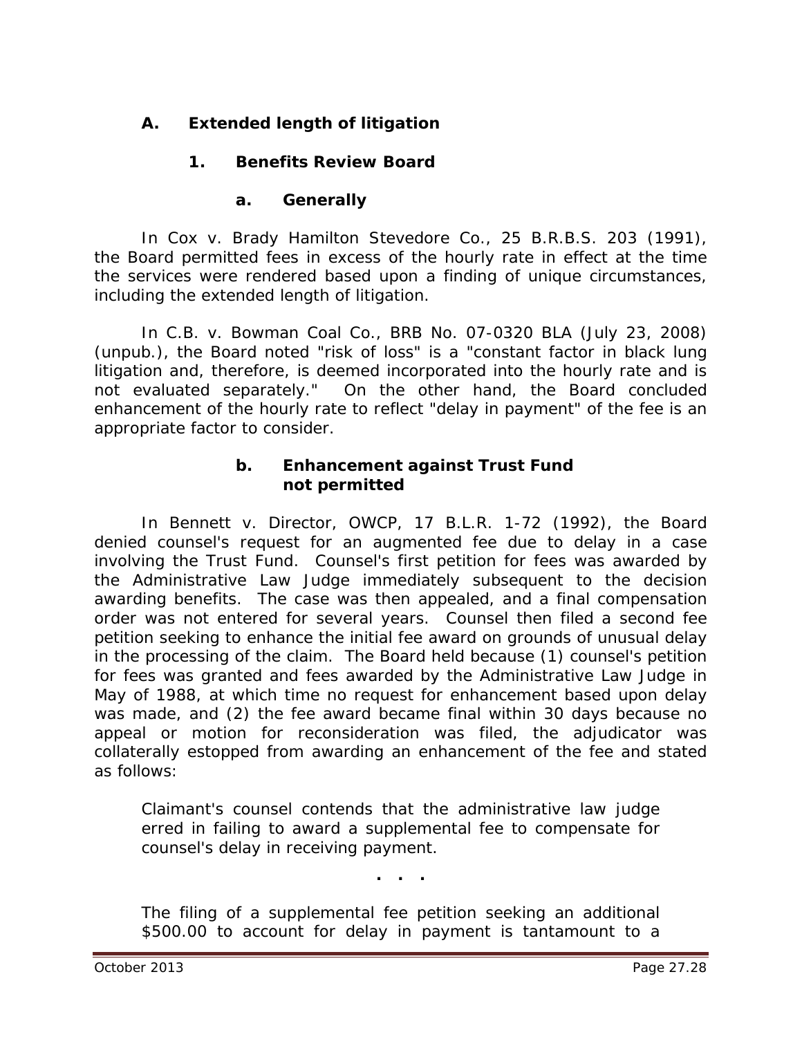## A. Extended length of litigation

### 1. Benefits Review Board

#### a. Generally

In *Cox v. Brady Hamilton Stevedore Co.*, 25 B.R.B.S. 203 (1991), the Board permitted fees in excess of the hourly rate in effect at the time the services were rendered based upon a finding of unique circumstances, including the extended length of litigation.

In *C.B. v. Bowman Coal Co.*, BRB No. 07-0320 BLA (July 23, 2008) (unpub.), the Board noted "risk of loss" is a "constant factor in black lung litigation and, therefore, is deemed incorporated into the hourly rate and is not evaluated separately." On the other hand, the Board concluded enhancement of the hourly rate to reflect "delay in payment" of the fee is an appropriate factor to consider.

#### b. Enhancement against Trust Fund not permitted

In *Bennett v. Director, OWCP*, 17 B.L.R. 1-72 (1992), the Board denied counsel's request for an augmented fee due to delay in a case involving the Trust Fund. Counsel's first petition for fees was awarded by the Administrative Law Judge immediately subsequent to the decision awarding benefits. The case was then appealed, and a final compensation order was not entered for several years. Counsel then filed a second fee petition seeking to enhance the initial fee award on grounds of unusual delay in the processing of the claim. The Board held because (1) counsel's petition for fees was granted and fees awarded by the Administrative Law Judge in May of 1988, at which time no request for enhancement based upon delay was made, and (2) the fee award became final within 30 days because no appeal or motion for reconsideration was filed, the adjudicator was collaterally estopped from awarding an enhancement of the fee and stated as follows:

> Claimant's counsel contends that the administrative law judge erred in failing to award a supplemental fee to compensate for counsel's delay in receiving payment.
>
> . . .
>
> The filing of a supplemental fee petition seeking an additional $500.00 to account for delay in payment is tantamount to a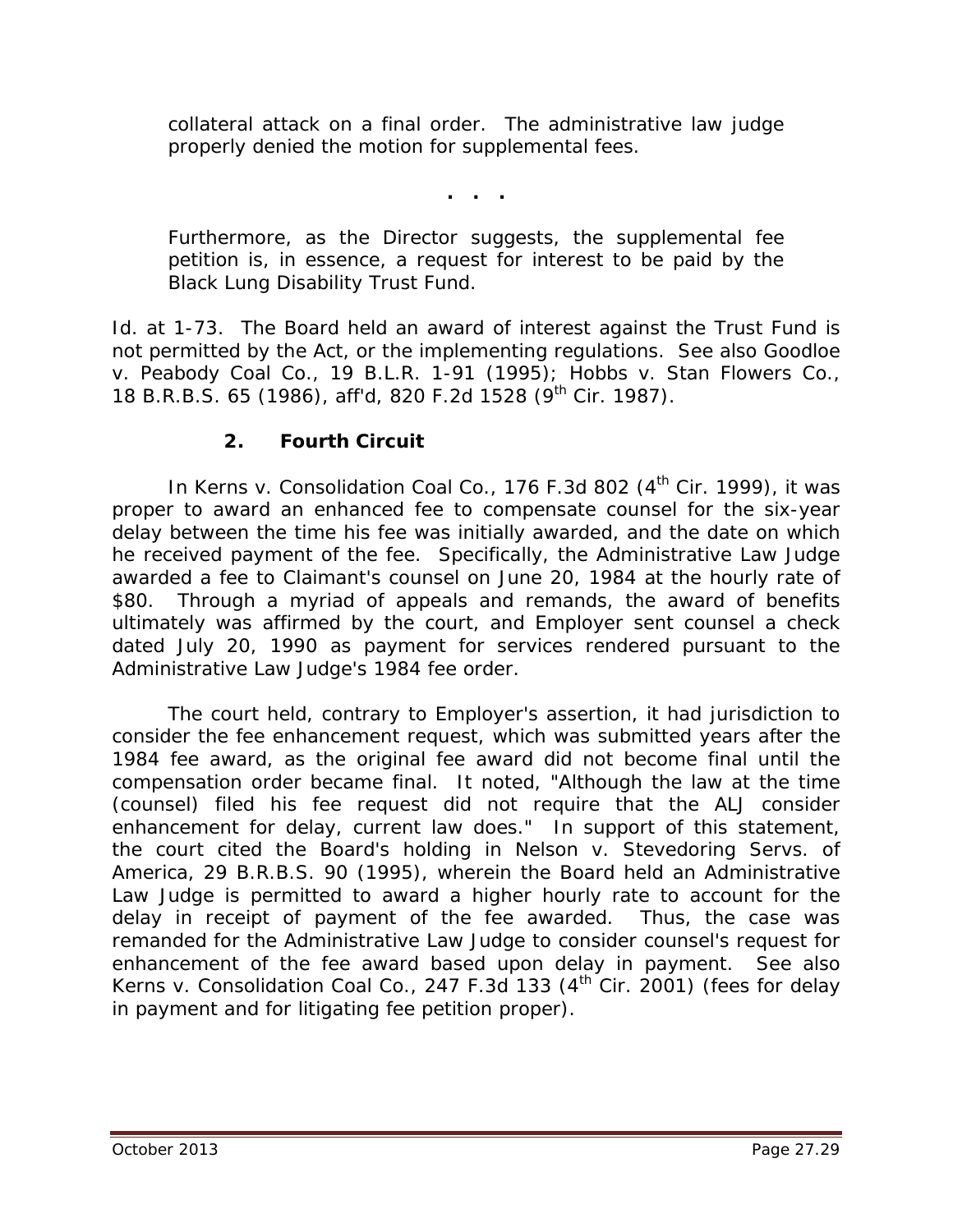> collateral attack on a final order. The administrative law judge properly denied the motion for supplemental fees.
>
> . . .
>
> Furthermore, as the Director suggests, the supplemental fee petition is, in essence, a request for interest to be paid by the Black Lung Disability Trust Fund.

*Id.* at 1-73. The Board held an award of interest against the Trust Fund is not permitted by the Act, or the implementing regulations. *See also Goodloe v. Peabody Coal Co.*, 19 B.L.R. 1-91 (1995); *Hobbs v. Stan Flowers Co.*, 18 B.R.B.S. 65 (1986), *aff'd*, 820 F.2d 1528 (9th Cir. 1987).

### 2. Fourth Circuit

In *Kerns v. Consolidation Coal Co.*, 176 F.3d 802 (4th Cir. 1999), it was proper to award an enhanced fee to compensate counsel for the six-year delay between the time his fee was initially awarded, and the date on which he received payment of the fee. Specifically, the Administrative Law Judge awarded a fee to Claimant's counsel on June 20, 1984 at the hourly rate of $80. Through a myriad of appeals and remands, the award of benefits ultimately was affirmed by the court, and Employer sent counsel a check dated July 20, 1990 as payment for services rendered pursuant to the Administrative Law Judge's 1984 fee order.

The court held, contrary to Employer's assertion, it had jurisdiction to consider the fee enhancement request, which was submitted years after the 1984 fee award, as the original fee award did not become final until the compensation order became final. It noted, "Although the law at the time (counsel) filed his fee request did not require that the ALJ consider enhancement for delay, current law does." In support of this statement, the court cited the Board's holding in *Nelson v. Stevedoring Servs. of America*, 29 B.R.B.S. 90 (1995), wherein the Board held an Administrative Law Judge is permitted to award a higher hourly rate to account for the delay in receipt of payment of the fee awarded. Thus, the case was remanded for the Administrative Law Judge to consider counsel's request for enhancement of the fee award based upon delay in payment. *See also Kerns v. Consolidation Coal Co.*, 247 F.3d 133 (4th Cir. 2001) (fees for delay in payment and for litigating fee petition proper).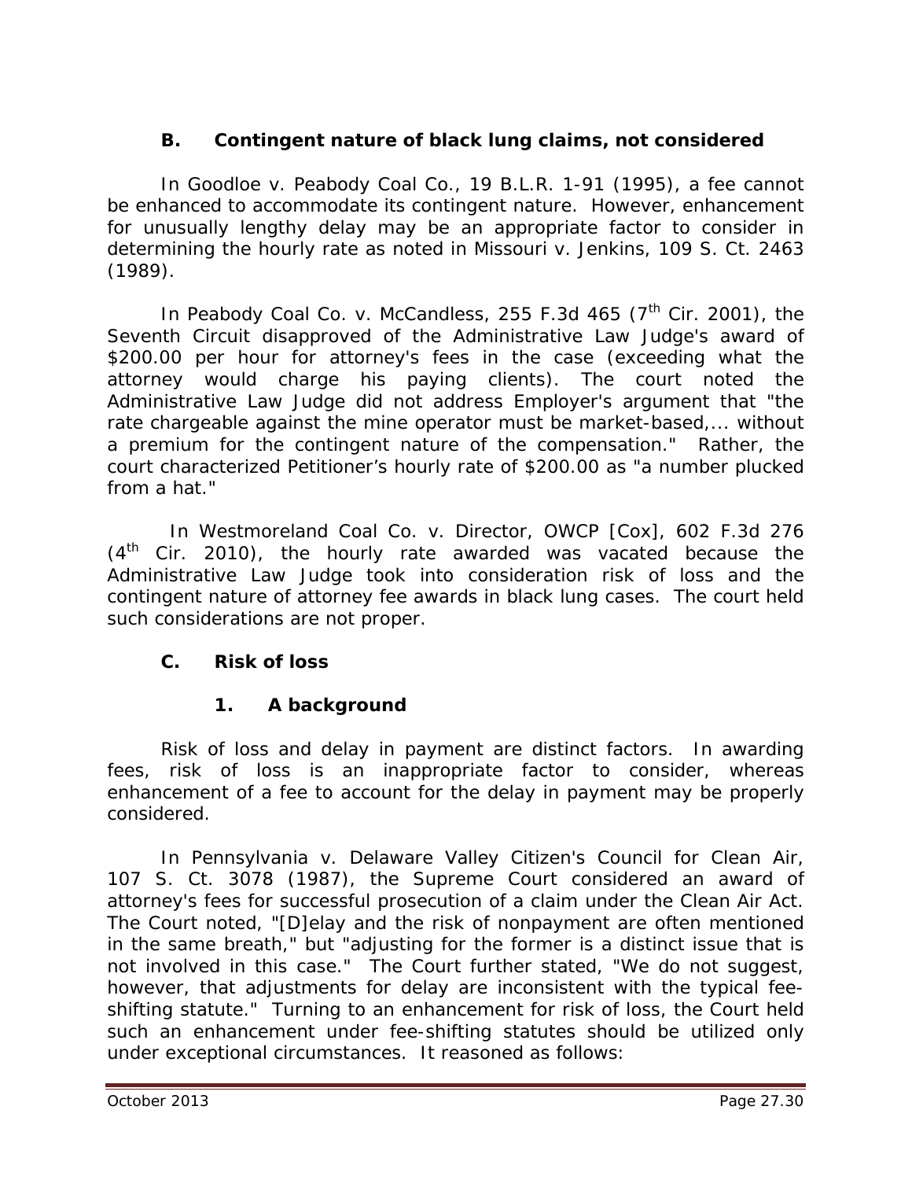### B. Contingent nature of black lung claims, not considered

In *Goodloe v. Peabody Coal Co.*, 19 B.L.R. 1-91 (1995), a fee cannot be enhanced to accommodate its contingent nature. However, enhancement for unusually lengthy delay may be an appropriate factor to consider in determining the hourly rate as noted in *Missouri v. Jenkins*, 109 S. Ct. 2463 (1989).

In *Peabody Coal Co. v. McCandless*, 255 F.3d 465 (7th Cir. 2001), the Seventh Circuit disapproved of the Administrative Law Judge's award of $200.00 per hour for attorney's fees in the case (exceeding what the attorney would charge his paying clients). The court noted the Administrative Law Judge did not address Employer's argument that "the rate chargeable against the mine operator must be market-based,... without a premium for the contingent nature of the compensation." Rather, the court characterized Petitioner's hourly rate of $200.00 as "a number plucked from a hat."

In *Westmoreland Coal Co. v. Director, OWCP [Cox]*, 602 F.3d 276 (4th Cir. 2010), the hourly rate awarded was vacated because the Administrative Law Judge took into consideration risk of loss and the contingent nature of attorney fee awards in black lung cases. The court held such considerations are not proper.

### C. Risk of loss

#### 1. A background

Risk of loss and delay in payment are distinct factors. In awarding fees, risk of loss is an inappropriate factor to consider, whereas enhancement of a fee to account for the delay in payment may be properly considered.

In *Pennsylvania v. Delaware Valley Citizen's Council for Clean Air*, 107 S. Ct. 3078 (1987), the Supreme Court considered an award of attorney's fees for successful prosecution of a claim under the Clean Air Act. The Court noted, "[D]elay and the risk of nonpayment are often mentioned in the same breath," but "adjusting for the former is a distinct issue that is not involved in this case." The Court further stated, "We do not suggest, however, that adjustments for delay are inconsistent with the typical fee-shifting statute." Turning to an enhancement for risk of loss, the Court held such an enhancement under fee-shifting statutes should be utilized only under exceptional circumstances. It reasoned as follows: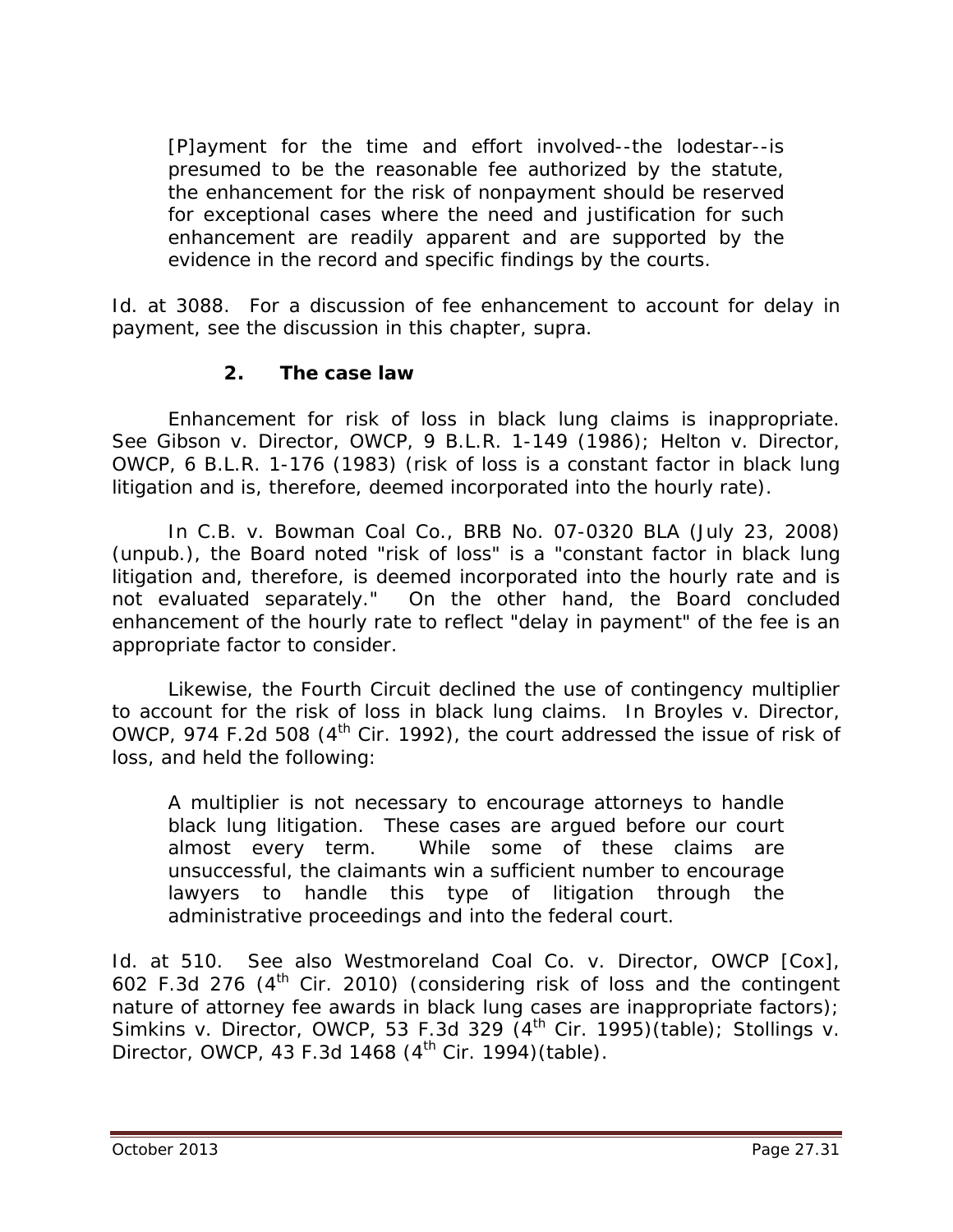> [P]ayment for the time and effort involved--the lodestar--is presumed to be the reasonable fee authorized by the statute, the enhancement for the risk of nonpayment should be reserved for exceptional cases where the need and justification for such enhancement are readily apparent and are supported by the evidence in the record and specific findings by the courts.

*Id.* at 3088. For a discussion of fee enhancement to account for delay in payment, see the discussion in this chapter, *supra*.

### 2. The case law

Enhancement for risk of loss in black lung claims is inappropriate. *See Gibson v. Director, OWCP*, 9 B.L.R. 1-149 (1986); *Helton v. Director, OWCP*, 6 B.L.R. 1-176 (1983) (risk of loss is a constant factor in black lung litigation and is, therefore, deemed incorporated into the hourly rate).

In *C.B. v. Bowman Coal Co.*, BRB No. 07-0320 BLA (July 23, 2008) (unpub.), the Board noted "risk of loss" is a "constant factor in black lung litigation and, therefore, is deemed incorporated into the hourly rate and is not evaluated separately." On the other hand, the Board concluded enhancement of the hourly rate to reflect "delay in payment" of the fee is an appropriate factor to consider.

Likewise, the Fourth Circuit declined the use of contingency multiplier to account for the risk of loss in black lung claims. In *Broyles v. Director, OWCP*, 974 F.2d 508 (4th Cir. 1992), the court addressed the issue of risk of loss, and held the following:

> A multiplier is not necessary to encourage attorneys to handle black lung litigation. These cases are argued before our court almost every term. While some of these claims are unsuccessful, the claimants win a sufficient number to encourage lawyers to handle this type of litigation through the administrative proceedings and into the federal court.

*Id.* at 510. *See also Westmoreland Coal Co. v. Director, OWCP [Cox]*, 602 F.3d 276 (4th Cir. 2010) (considering risk of loss and the contingent nature of attorney fee awards in black lung cases are inappropriate factors); *Simkins v. Director, OWCP*, 53 F.3d 329 (4th Cir. 1995)(table); *Stollings v. Director, OWCP*, 43 F.3d 1468 (4th Cir. 1994)(table).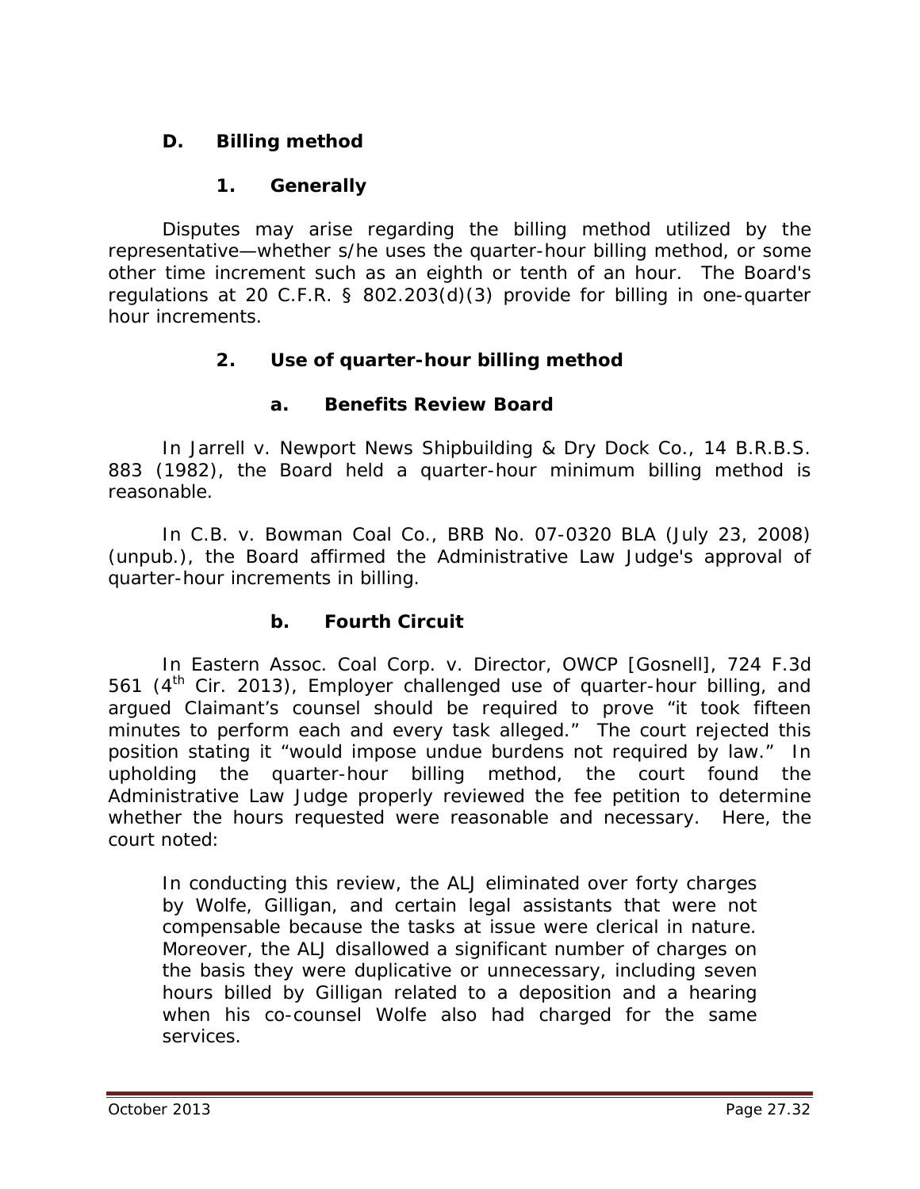### D. Billing method

#### 1. Generally

Disputes may arise regarding the billing method utilized by the representative—whether s/he uses the quarter-hour billing method, or some other time increment such as an eighth or tenth of an hour. The Board's regulations at 20 C.F.R. § 802.203(d)(3) provide for billing in one-quarter hour increments.

#### 2. Use of quarter-hour billing method

##### a. Benefits Review Board

In *Jarrell v. Newport News Shipbuilding & Dry Dock Co.*, 14 B.R.B.S. 883 (1982), the Board held a quarter-hour minimum billing method is reasonable.

In *C.B. v. Bowman Coal Co.*, BRB No. 07-0320 BLA (July 23, 2008) (unpub.), the Board affirmed the Administrative Law Judge's approval of quarter-hour increments in billing.

##### b. Fourth Circuit

In *Eastern Assoc. Coal Corp. v. Director, OWCP [Gosnell]*, 724 F.3d 561 (4th Cir. 2013), Employer challenged use of quarter-hour billing, and argued Claimant's counsel should be required to prove "it took fifteen minutes to perform each and every task alleged." The court rejected this position stating it "would impose undue burdens not required by law." In upholding the quarter-hour billing method, the court found the Administrative Law Judge properly reviewed the fee petition to determine whether the hours requested were reasonable and necessary. Here, the court noted:

> In conducting this review, the ALJ eliminated over forty charges by Wolfe, Gilligan, and certain legal assistants that were not compensable because the tasks at issue were clerical in nature. Moreover, the ALJ disallowed a significant number of charges on the basis they were duplicative or unnecessary, including seven hours billed by Gilligan related to a deposition and a hearing when his co-counsel Wolfe also had charged for the same services.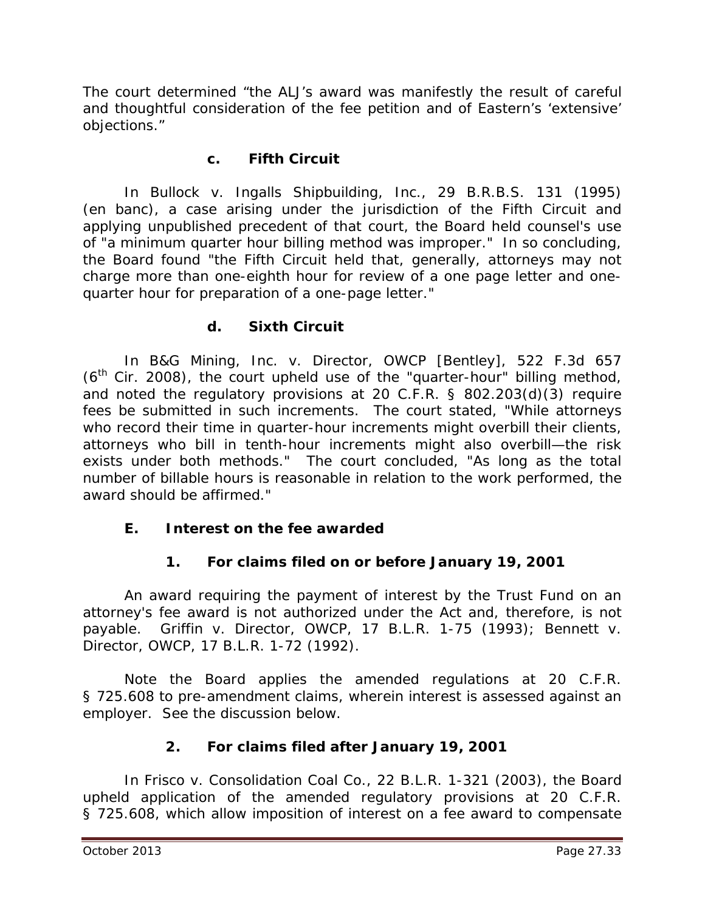The court determined "the ALJ's award was manifestly the result of careful and thoughtful consideration of the fee petition and of Eastern's 'extensive' objections."

#### c. Fifth Circuit

In *Bullock v. Ingalls Shipbuilding, Inc.*, 29 B.R.B.S. 131 (1995) (en banc), a case arising under the jurisdiction of the Fifth Circuit and applying unpublished precedent of that court, the Board held counsel's use of "a minimum quarter hour billing method was improper." In so concluding, the Board found "the Fifth Circuit held that, generally, attorneys may not charge more than one-eighth hour for review of a one page letter and one-quarter hour for preparation of a one-page letter."

#### d. Sixth Circuit

In *B&G Mining, Inc. v. Director, OWCP [Bentley]*, 522 F.3d 657 (6th Cir. 2008), the court upheld use of the "quarter-hour" billing method, and noted the regulatory provisions at 20 C.F.R. § 802.203(d)(3) require fees be submitted in such increments. The court stated, "While attorneys who record their time in quarter-hour increments might overbill their clients, attorneys who bill in tenth-hour increments might also overbill—the risk exists under both methods." The court concluded, "As long as the total number of billable hours is reasonable in relation to the work performed, the award should be affirmed."

## E. Interest on the fee awarded

### 1. For claims filed on or before January 19, 2001

An award requiring the payment of interest by the Trust Fund on an attorney's fee award is not authorized under the Act and, therefore, is not payable. *Griffin v. Director, OWCP*, 17 B.L.R. 1-75 (1993); *Bennett v. Director, OWCP*, 17 B.L.R. 1-72 (1992).

Note the Board applies the amended regulations at 20 C.F.R. § 725.608 to pre-amendment claims, wherein interest is assessed against an employer. *See* the discussion below.

### 2. For claims filed after January 19, 2001

In *Frisco v. Consolidation Coal Co.*, 22 B.L.R. 1-321 (2003), the Board upheld application of the amended regulatory provisions at 20 C.F.R. § 725.608, which allow imposition of interest on a fee award to compensate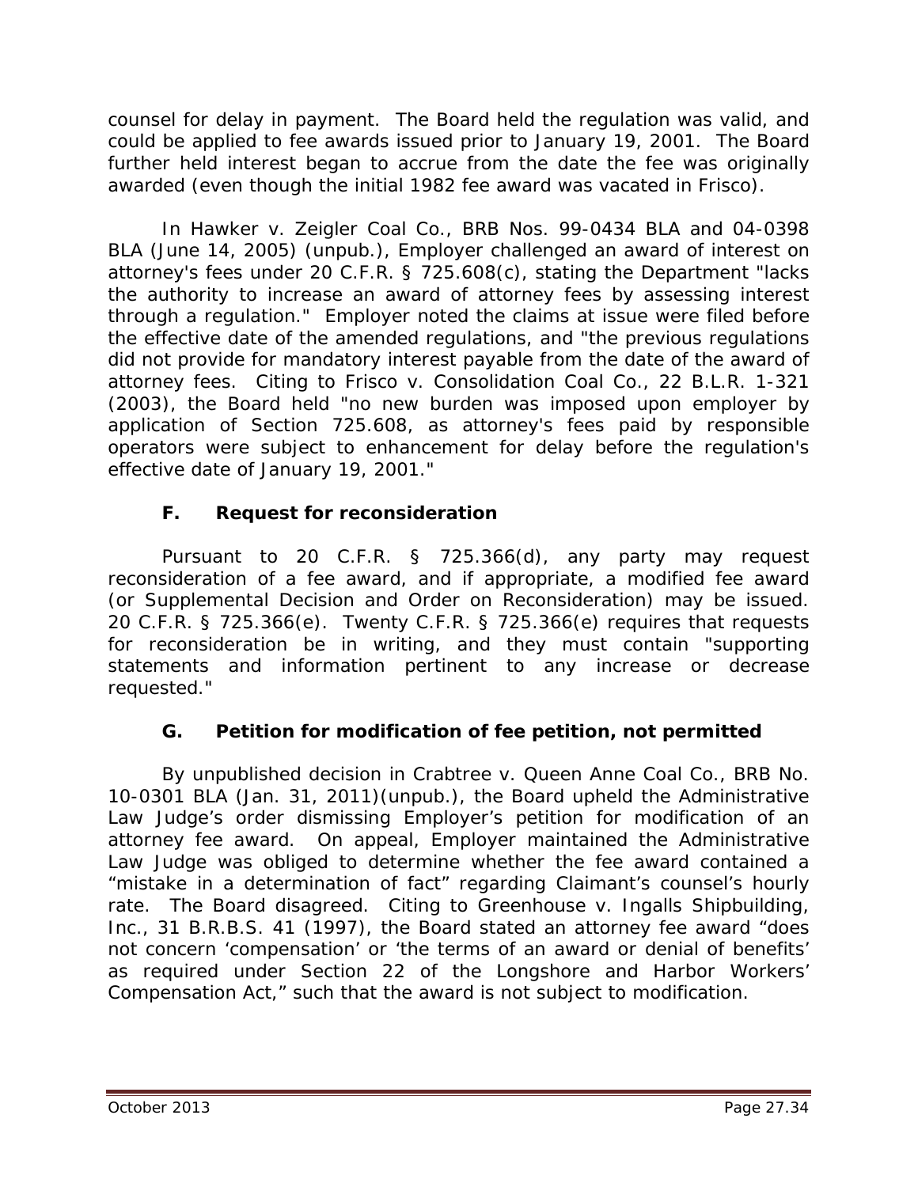counsel for delay in payment. The Board held the regulation was valid, and could be applied to fee awards issued prior to January 19, 2001. The Board further held interest began to accrue from the date the fee was originally awarded (even though the initial 1982 fee award was vacated in *Frisco*).

In *Hawker v. Zeigler Coal Co.*, BRB Nos. 99-0434 BLA and 04-0398 BLA (June 14, 2005) (unpub.), Employer challenged an award of interest on attorney's fees under 20 C.F.R. § 725.608(c), stating the Department "lacks the authority to increase an award of attorney fees by assessing interest through a regulation." Employer noted the claims at issue were filed before the effective date of the amended regulations, and "the previous regulations did not provide for mandatory interest payable from the date of the award of attorney fees. Citing to *Frisco v. Consolidation Coal Co.*, 22 B.L.R. 1-321 (2003), the Board held "no new burden was imposed upon employer by application of Section 725.608, as attorney's fees paid by responsible operators were subject to enhancement for delay before the regulation's effective date of January 19, 2001."

### F. Request for reconsideration

Pursuant to 20 C.F.R. § 725.366(d), any party may request reconsideration of a fee award, and if appropriate, a modified fee award (or Supplemental Decision and Order on Reconsideration) may be issued. 20 C.F.R. § 725.366(e). Twenty C.F.R. § 725.366(e) requires that requests for reconsideration be in writing, and they must contain "supporting statements and information pertinent to any increase or decrease requested."

### G. Petition for modification of fee petition, not permitted

By unpublished decision in *Crabtree v. Queen Anne Coal Co.*, BRB No. 10-0301 BLA (Jan. 31, 2011)(unpub.), the Board upheld the Administrative Law Judge's order dismissing Employer's petition for modification of an attorney fee award. On appeal, Employer maintained the Administrative Law Judge was obliged to determine whether the fee award contained a "mistake in a determination of fact" regarding Claimant's counsel's hourly rate. The Board disagreed. Citing to *Greenhouse v. Ingalls Shipbuilding, Inc.*, 31 B.R.B.S. 41 (1997), the Board stated an attorney fee award "does not concern 'compensation' or 'the terms of an award or denial of benefits' as required under Section 22 of the Longshore and Harbor Workers' Compensation Act," such that the award is not subject to modification.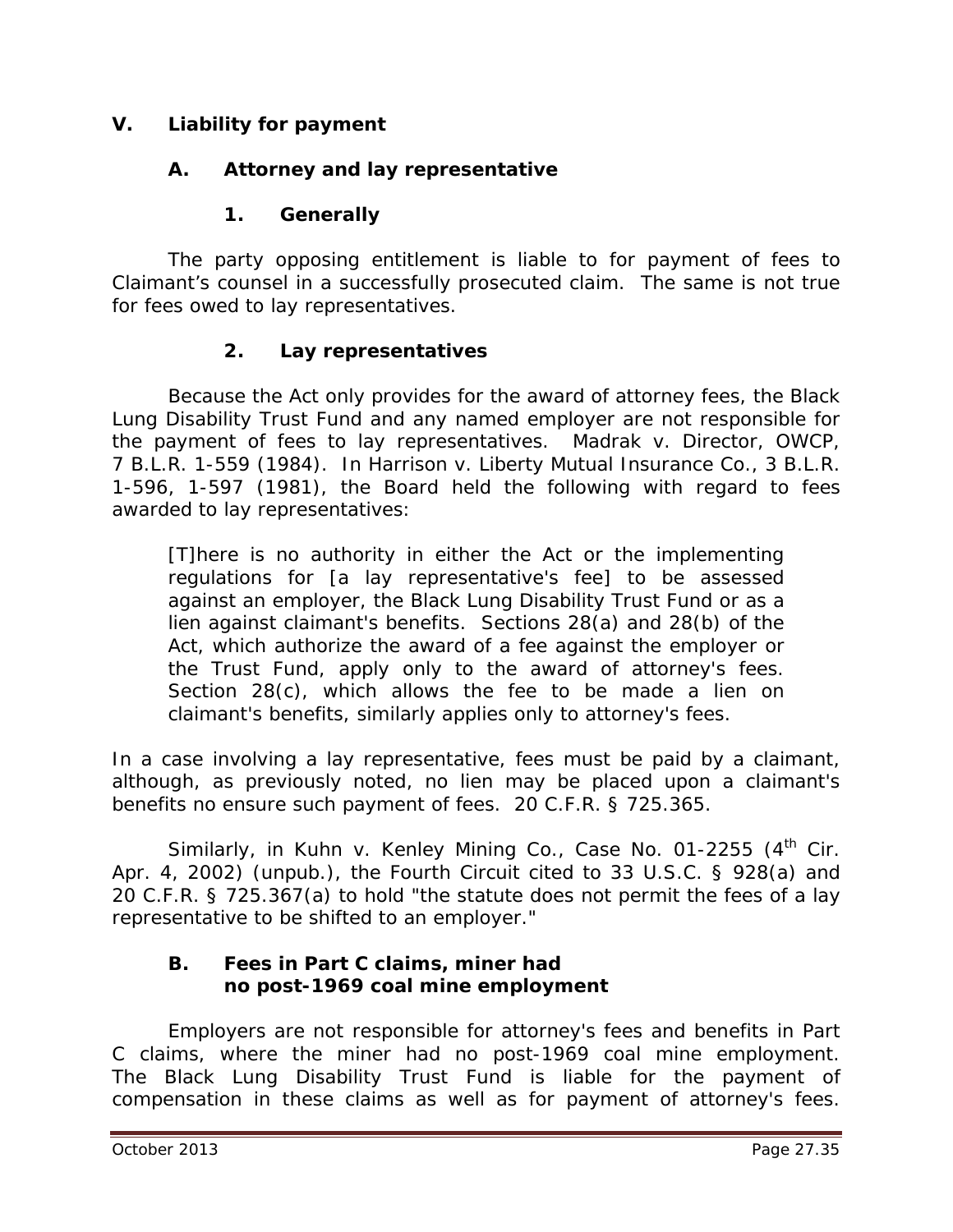## V. Liability for payment

### A. Attorney and lay representative

#### 1. Generally

The party opposing entitlement is liable to for payment of fees to Claimant's counsel in a successfully prosecuted claim. The same is not true for fees owed to lay representatives.

#### 2. Lay representatives

Because the Act only provides for the award of attorney fees, the Black Lung Disability Trust Fund and any named employer are not responsible for the payment of fees to lay representatives. *Madrak v. Director, OWCP*, 7 B.L.R. 1-559 (1984). In *Harrison v. Liberty Mutual Insurance Co.*, 3 B.L.R. 1-596, 1-597 (1981), the Board held the following with regard to fees awarded to lay representatives:

> [T]here is no authority in either the Act or the implementing regulations for [a lay representative's fee] to be assessed against an employer, the Black Lung Disability Trust Fund or as a lien against claimant's benefits. Sections 28(a) and 28(b) of the Act, which authorize the award of a fee against the employer or the Trust Fund, apply only to the award of attorney's fees. Section 28(c), which allows the fee to be made a lien on claimant's benefits, similarly applies only to attorney's fees.

In a case involving a lay representative, fees must be paid by a claimant, although, as previously noted, no lien may be placed upon a claimant's benefits no ensure such payment of fees. 20 C.F.R. § 725.365.

Similarly, in *Kuhn v. Kenley Mining Co.*, Case No. 01-2255 (4th Cir. Apr. 4, 2002) (unpub.), the Fourth Circuit cited to 33 U.S.C. § 928(a) and 20 C.F.R. § 725.367(a) to hold "the statute does not permit the fees of a lay representative to be shifted to an employer."

### B. Fees in Part C claims, miner had no post-1969 coal mine employment

Employers are not responsible for attorney's fees and benefits in Part C claims, where the miner had no post-1969 coal mine employment. The Black Lung Disability Trust Fund is liable for the payment of compensation in these claims as well as for payment of attorney's fees.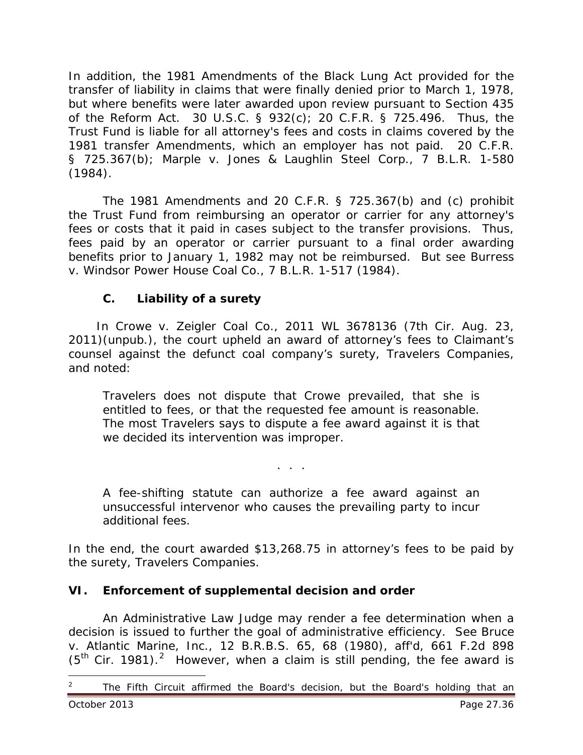In addition, the 1981 Amendments of the Black Lung Act provided for the transfer of liability in claims that were finally denied prior to March 1, 1978, but where benefits were later awarded upon review pursuant to Section 435 of the Reform Act. 30 U.S.C. § 932(c); 20 C.F.R. § 725.496. Thus, the Trust Fund is liable for all attorney's fees and costs in claims covered by the 1981 transfer Amendments, which an employer has not paid. 20 C.F.R. § 725.367(b); *Marple v. Jones & Laughlin Steel Corp.*, 7 B.L.R. 1-580 (1984).

The 1981 Amendments and 20 C.F.R. § 725.367(b) and (c) prohibit the Trust Fund from reimbursing an operator or carrier for any attorney's fees or costs that it paid in cases subject to the transfer provisions. Thus, fees paid by an operator or carrier pursuant to a final order awarding benefits prior to January 1, 1982 may not be reimbursed. *But see Burress v. Windsor Power House Coal Co.*, 7 B.L.R. 1-517 (1984).

### C. Liability of a surety

In *Crowe v. Zeigler Coal Co.*, 2011 WL 3678136 (7th Cir. Aug. 23, 2011)(unpub.), the court upheld an award of attorney's fees to Claimant's counsel against the defunct coal company's surety, Travelers Companies, and noted:

> Travelers does not dispute that Crowe prevailed, that she is entitled to fees, or that the requested fee amount is reasonable. The most Travelers says to dispute a fee award against it is that we decided its intervention was improper.
>
> . . .
>
> A fee-shifting statute can authorize a fee award against an unsuccessful intervenor who causes the prevailing party to incur additional fees.

In the end, the court awarded $13,268.75 in attorney's fees to be paid by the surety, Travelers Companies.

## VI. Enforcement of supplemental decision and order

An Administrative Law Judge may render a fee determination when a decision is issued to further the goal of administrative efficiency. *See Bruce v. Atlantic Marine, Inc.*, 12 B.R.B.S. 65, 68 (1980), *aff'd*, 661 F.2d 898 (5th Cir. 1981).[2] However, when a claim is still pending, the fee award is

[2] The Fifth Circuit affirmed the Board's decision, but the Board's holding that an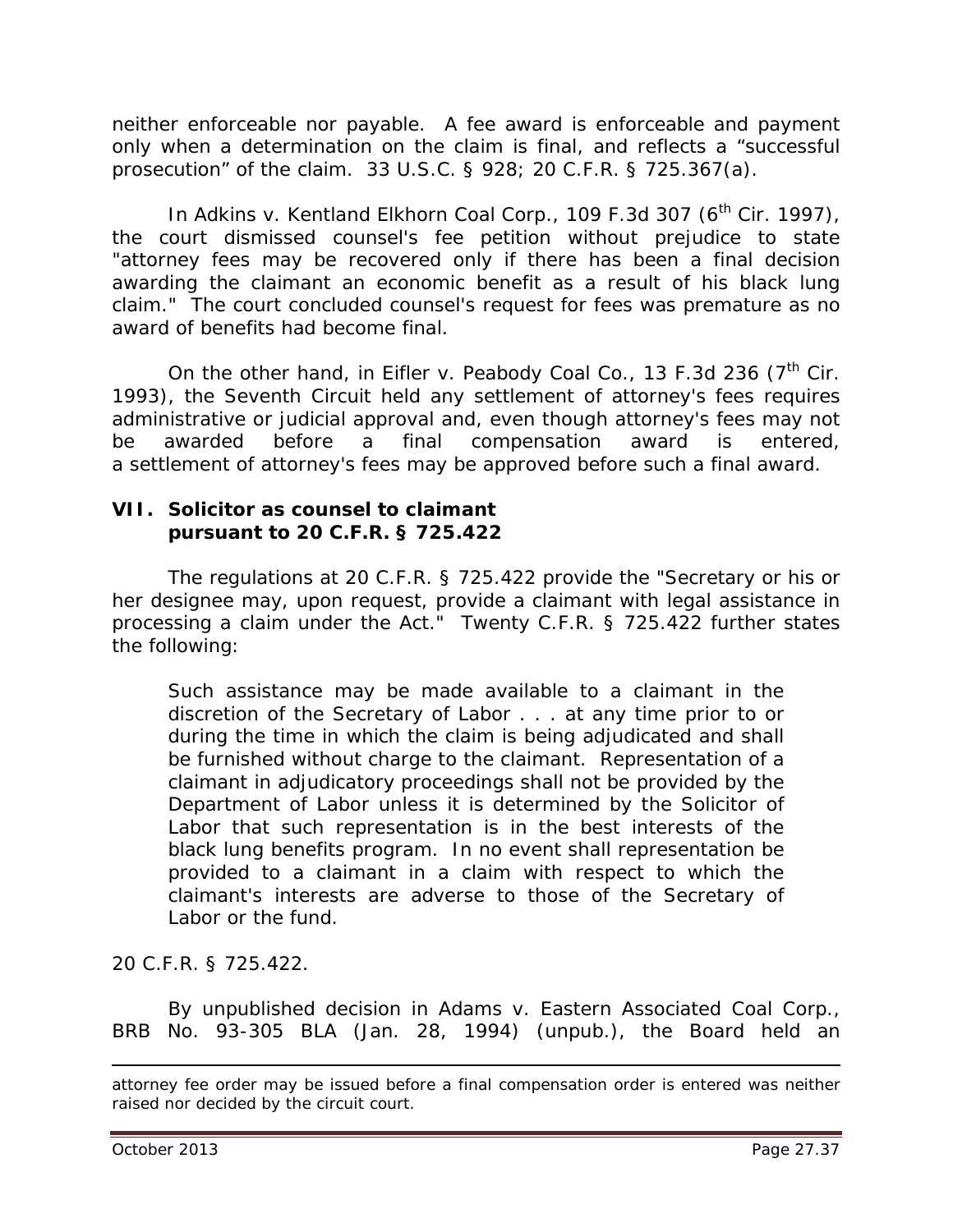neither enforceable nor payable. A fee award is enforceable and payment only when a determination on the claim is final, and reflects a "successful prosecution" of the claim. 33 U.S.C. § 928; 20 C.F.R. § 725.367(a).

In *Adkins v. Kentland Elkhorn Coal Corp.*, 109 F.3d 307 (6th Cir. 1997), the court dismissed counsel's fee petition without prejudice to state "attorney fees may be recovered only if there has been a final decision awarding the claimant an economic benefit as a result of his black lung claim." The court concluded counsel's request for fees was premature as no award of benefits had become final.

On the other hand, in *Eifler v. Peabody Coal Co.*, 13 F.3d 236 (7th Cir. 1993), the Seventh Circuit held any settlement of attorney's fees requires administrative or judicial approval and, even though attorney's fees may not be awarded before a final compensation award is entered, a settlement of attorney's fees may be approved before such a final award.

## VII. Solicitor as counsel to claimant pursuant to 20 C.F.R. § 725.422

The regulations at 20 C.F.R. § 725.422 provide the "Secretary or his or her designee may, upon request, provide a claimant with legal assistance in processing a claim under the Act." Twenty C.F.R. § 725.422 further states the following:

> Such assistance may be made available to a claimant in the discretion of the Secretary of Labor . . . at any time prior to or during the time in which the claim is being adjudicated and shall be furnished without charge to the claimant. Representation of a claimant in adjudicatory proceedings shall not be provided by the Department of Labor unless it is determined by the Solicitor of Labor that such representation is in the best interests of the black lung benefits program. In no event shall representation be provided to a claimant in a claim with respect to which the claimant's interests are adverse to those of the Secretary of Labor or the fund.

20 C.F.R. § 725.422.

By unpublished decision in *Adams v. Eastern Associated Coal Corp.*, BRB No. 93-305 BLA (Jan. 28, 1994) (unpub.), the Board held an

---

attorney fee order may be issued before a final compensation order is entered was neither raised nor decided by the circuit court.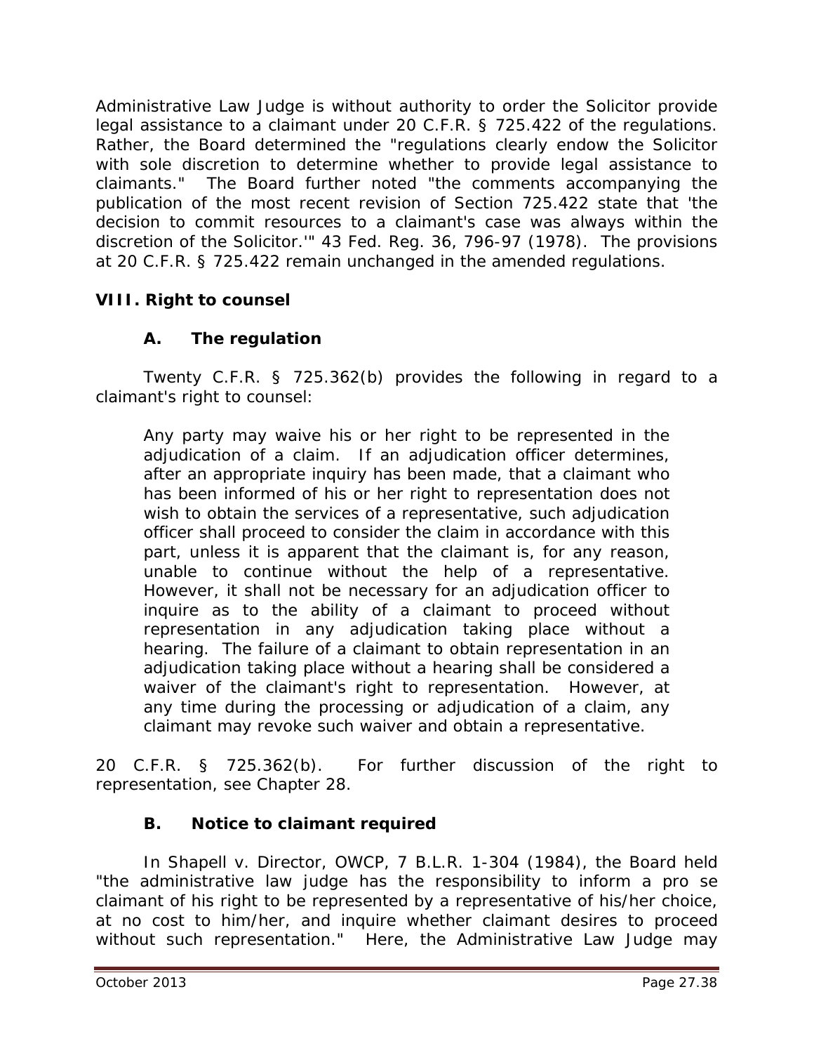Administrative Law Judge is without authority to order the Solicitor provide legal assistance to a claimant under 20 C.F.R. § 725.422 of the regulations. Rather, the Board determined the "regulations clearly endow the Solicitor with sole discretion to determine whether to provide legal assistance to claimants." The Board further noted "the comments accompanying the publication of the most recent revision of Section 725.422 state that 'the decision to commit resources to a claimant's case was always within the discretion of the Solicitor.'" 43 Fed. Reg. 36, 796-97 (1978). The provisions at 20 C.F.R. § 725.422 remain unchanged in the amended regulations.

## VIII. Right to counsel

### A. The regulation

Twenty C.F.R. § 725.362(b) provides the following in regard to a claimant's right to counsel:

> Any party may waive his or her right to be represented in the adjudication of a claim. If an adjudication officer determines, after an appropriate inquiry has been made, that a claimant who has been informed of his or her right to representation does not wish to obtain the services of a representative, such adjudication officer shall proceed to consider the claim in accordance with this part, unless it is apparent that the claimant is, for any reason, unable to continue without the help of a representative. However, it shall not be necessary for an adjudication officer to inquire as to the ability of a claimant to proceed without representation in any adjudication taking place without a hearing. The failure of a claimant to obtain representation in an adjudication taking place without a hearing shall be considered a waiver of the claimant's right to representation. However, at any time during the processing or adjudication of a claim, any claimant may revoke such waiver and obtain a representative.

20 C.F.R. § 725.362(b). For further discussion of the right to representation, see Chapter 28.

### B. Notice to claimant required

In *Shapell v. Director, OWCP*, 7 B.L.R. 1-304 (1984), the Board held "the administrative law judge has the responsibility to inform a pro se claimant of his right to be represented by a representative of his/her choice, at no cost to him/her, and inquire whether claimant desires to proceed without such representation." Here, the Administrative Law Judge may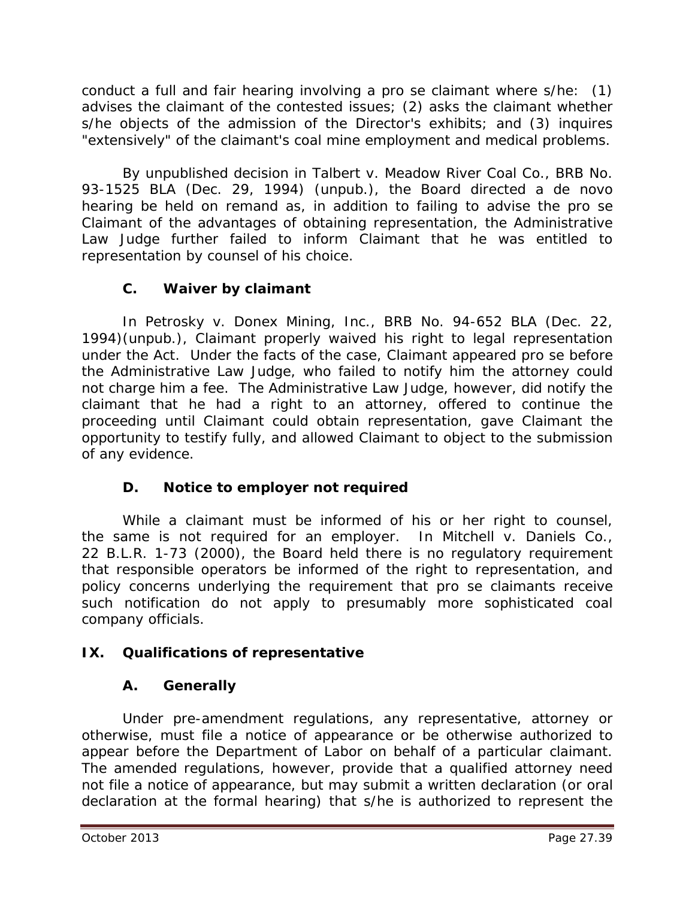conduct a full and fair hearing involving a pro se claimant where s/he: (1) advises the claimant of the contested issues; (2) asks the claimant whether s/he objects of the admission of the Director's exhibits; and (3) inquires "extensively" of the claimant's coal mine employment and medical problems.

By unpublished decision in *Talbert v. Meadow River Coal Co.*, BRB No. 93-1525 BLA (Dec. 29, 1994) (unpub.), the Board directed a *de novo* hearing be held on remand as, in addition to failing to advise the *pro se* Claimant of the advantages of obtaining representation, the Administrative Law Judge further failed to inform Claimant that he was entitled to representation by counsel of his choice.

### C. Waiver by claimant

In *Petrosky v. Donex Mining, Inc.*, BRB No. 94-652 BLA (Dec. 22, 1994)(unpub.), Claimant properly waived his right to legal representation under the Act. Under the facts of the case, Claimant appeared *pro se* before the Administrative Law Judge, who failed to notify him the attorney could not charge him a fee. The Administrative Law Judge, however, did notify the claimant that he had a right to an attorney, offered to continue the proceeding until Claimant could obtain representation, gave Claimant the opportunity to testify fully, and allowed Claimant to object to the submission of any evidence.

### D. Notice to employer not required

While a claimant must be informed of his or her right to counsel, the same is not required for an employer. In *Mitchell v. Daniels Co.*, 22 B.L.R. 1-73 (2000), the Board held there is no regulatory requirement that responsible operators be informed of the right to representation, and policy concerns underlying the requirement that *pro se* claimants receive such notification do not apply to presumably more sophisticated coal company officials.

## IX. Qualifications of representative

### A. Generally

Under pre-amendment regulations, any representative, attorney or otherwise, must file a notice of appearance or be otherwise authorized to appear before the Department of Labor on behalf of a particular claimant. The amended regulations, however, provide that a qualified attorney need not file a notice of appearance, but may submit a written declaration (or oral declaration at the formal hearing) that s/he is authorized to represent the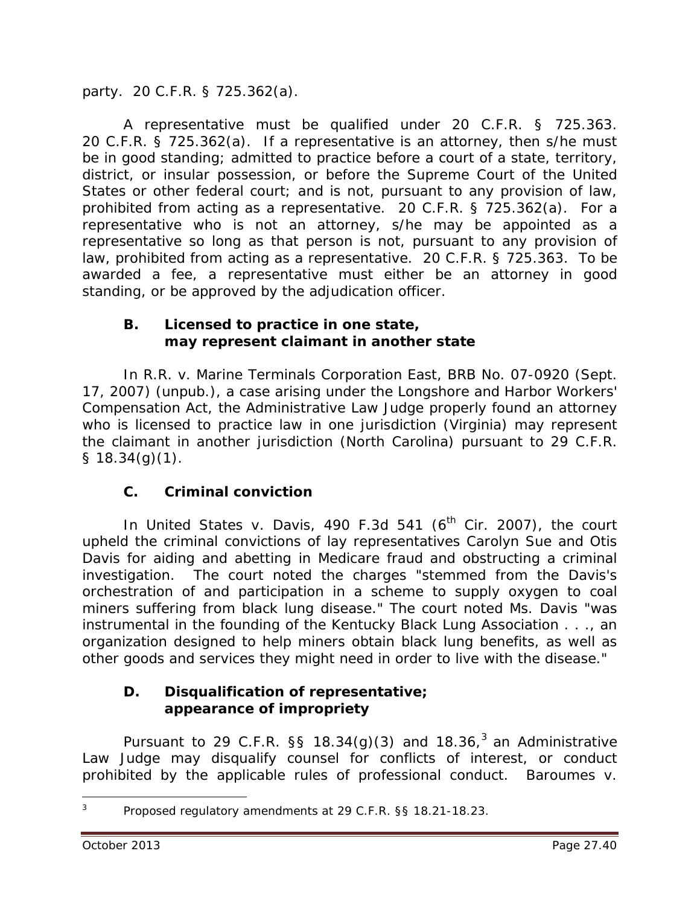party. 20 C.F.R. § 725.362(a).

A representative must be qualified under 20 C.F.R. § 725.363. 20 C.F.R. § 725.362(a). If a representative is an attorney, then s/he must be in good standing; admitted to practice before a court of a state, territory, district, or insular possession, or before the Supreme Court of the United States or other federal court; and is not, pursuant to any provision of law, prohibited from acting as a representative. 20 C.F.R. § 725.362(a). For a representative who is not an attorney, s/he may be appointed as a representative so long as that person is not, pursuant to any provision of law, prohibited from acting as a representative. 20 C.F.R. § 725.363. To be awarded a fee, a representative must either be an attorney in good standing, or be approved by the adjudication officer.

### B. Licensed to practice in one state, may represent claimant in another state

In *R.R. v. Marine Terminals Corporation East*, BRB No. 07-0920 (Sept. 17, 2007) (unpub.), a case arising under the Longshore and Harbor Workers' Compensation Act, the Administrative Law Judge properly found an attorney who is licensed to practice law in one jurisdiction (Virginia) may represent the claimant in another jurisdiction (North Carolina) pursuant to 29 C.F.R. § 18.34(g)(1).

### C. Criminal conviction

In *United States v. Davis*, 490 F.3d 541 (6th Cir. 2007), the court upheld the criminal convictions of lay representatives Carolyn Sue and Otis Davis for aiding and abetting in Medicare fraud and obstructing a criminal investigation. The court noted the charges "stemmed from the Davis's orchestration of and participation in a scheme to supply oxygen to coal miners suffering from black lung disease." The court noted Ms. Davis "was instrumental in the founding of the Kentucky Black Lung Association . . ., an organization designed to help miners obtain black lung benefits, as well as other goods and services they might need in order to live with the disease."

### D. Disqualification of representative; appearance of impropriety

Pursuant to 29 C.F.R. §§ 18.34(g)(3) and 18.36,[3] an Administrative Law Judge may disqualify counsel for conflicts of interest, or conduct prohibited by the applicable rules of professional conduct. *Baroumes v.*

[3] Proposed regulatory amendments at 29 C.F.R. §§ 18.21-18.23.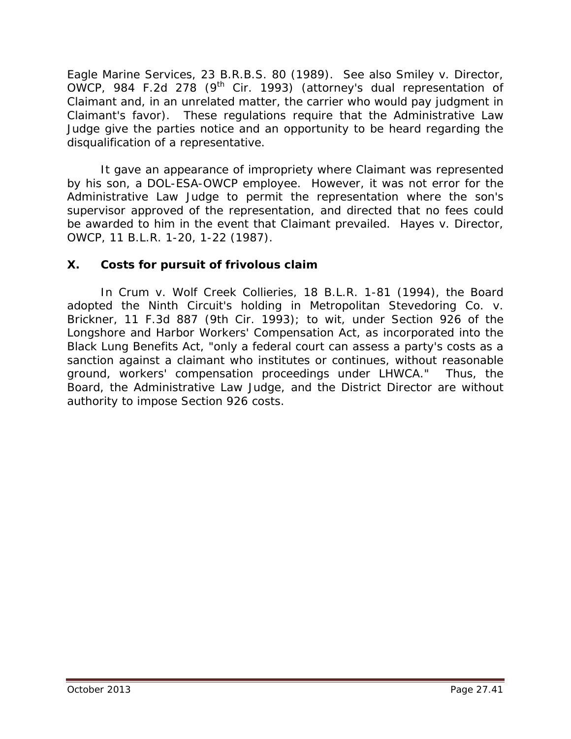*Eagle Marine Services*, 23 B.R.B.S. 80 (1989). *See also Smiley v. Director, OWCP*, 984 F.2d 278 (9th Cir. 1993) (attorney's dual representation of Claimant and, in an unrelated matter, the carrier who would pay judgment in Claimant's favor). These regulations require that the Administrative Law Judge give the parties notice and an opportunity to be heard regarding the disqualification of a representative.

It gave an appearance of impropriety where Claimant was represented by his son, a DOL-ESA-OWCP employee. However, it was not error for the Administrative Law Judge to permit the representation where the son's supervisor approved of the representation, and directed that no fees could be awarded to him in the event that Claimant prevailed. *Hayes v. Director, OWCP*, 11 B.L.R. 1-20, 1-22 (1987).

## X. Costs for pursuit of frivolous claim

In *Crum v. Wolf Creek Collieries*, 18 B.L.R. 1-81 (1994), the Board adopted the Ninth Circuit's holding in *Metropolitan Stevedoring Co. v. Brickner*, 11 F.3d 887 (9th Cir. 1993); to wit, under Section 926 of the Longshore and Harbor Workers' Compensation Act, as incorporated into the Black Lung Benefits Act, "only a federal court can assess a party's costs as a sanction against a claimant who institutes or continues, without reasonable ground, workers' compensation proceedings under LHWCA." Thus, the Board, the Administrative Law Judge, and the District Director are without authority to impose Section 926 costs.